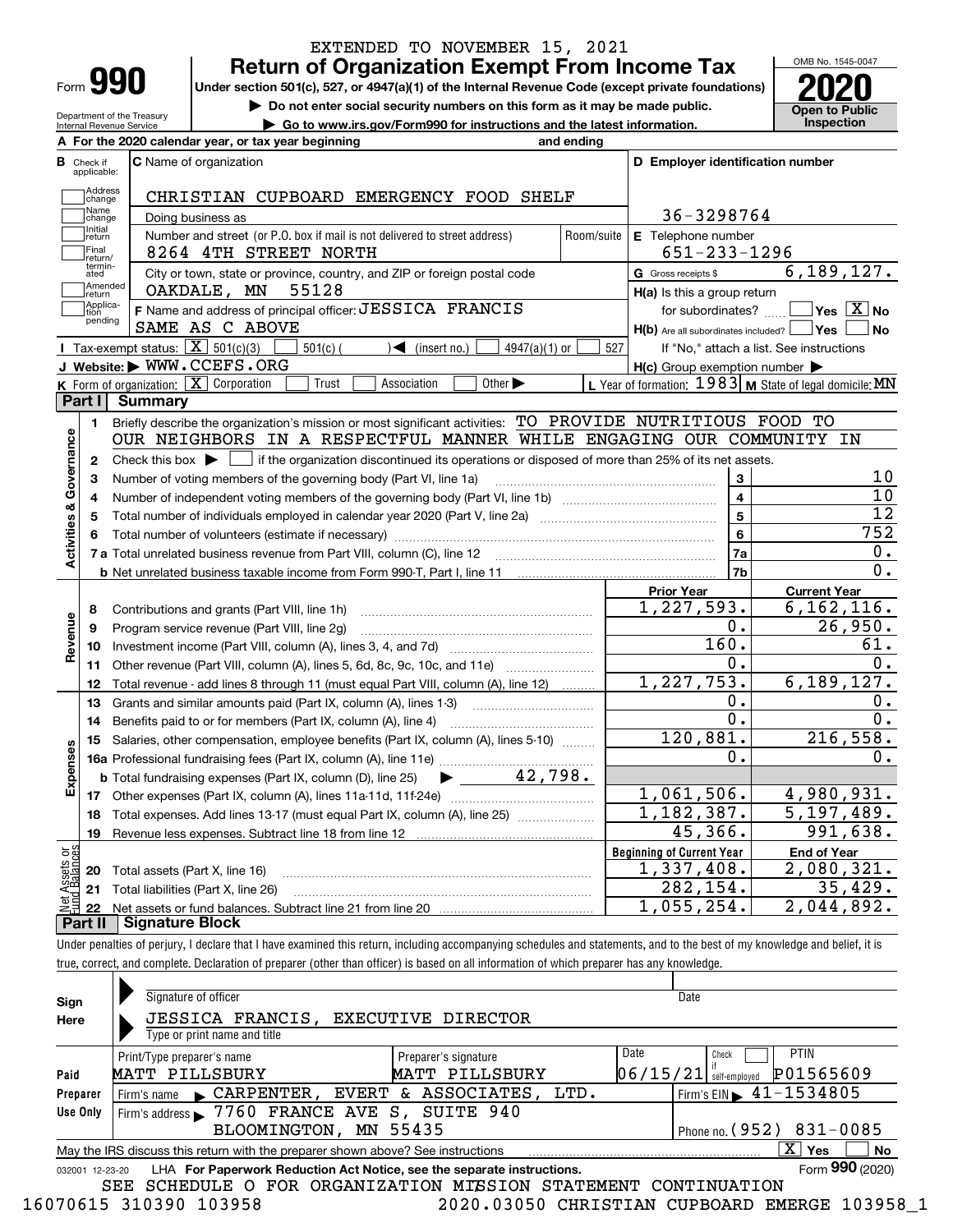EXTENDED TO NOVEMBER 15, 2021

# Form 990 Return of Organization Exempt From Income Tax

**Under section 501(c), 527, or 4947(a)(1) of the Internal Revenue Code (except private foundations)**

▶ Do not enter social security numbers on this form as it may be made public.

▶ Go to www.irs.gov/Form990 for instructions and the latest information.

OMB No. 1545-0047

**2020**

**Open to Public Inspection**

Department of the Treasury
Internal Revenue Service

**A** For the 2020 calendar year, or tax year beginning and ending

**B** Check if applicable: Address change, Name change, Initial return, Final return/terminated, Amended return, Application pending

**C** Name of organization: CHRISTIAN CUPBOARD EMERGENCY FOOD SHELF

Doing business as

Number and street (or P.O. box if mail is not delivered to street address): 8264 4TH STREET NORTH — Room/suite

City or town, state or province, country, and ZIP or foreign postal code: OAKDALE, MN 55128

**D** Employer identification number: 36-3298764

**E** Telephone number: 651-233-1296

**G** Gross receipts $ 6,189,127.

**F** Name and address of principal officer: JESSICA FRANCIS, SAME AS C ABOVE

**H(a)** Is this a group return for subordinates? ☐ Yes ☒ No

**H(b)** Are all subordinates included? ☐ Yes ☐ No — If "No," attach a list. See instructions

**H(c)** Group exemption number ▶

**I** Tax-exempt status: ☒ 501(c)(3) ☐ 501(c) ( ) ◀ (insert no.) ☐ 4947(a)(1) or ☐ 527

**J** Website: ▶ WWW.CCEFS.ORG

**K** Form of organization: ☒ Corporation ☐ Trust ☐ Association ☐ Other ▶

**L** Year of formation: 1983 **M** State of legal domicile: MN

## Part I Summary

**Activities & Governance**

1. Briefly describe the organization's mission or most significant activities: TO PROVIDE NUTRITIOUS FOOD TO OUR NEIGHBORS IN A RESPECTFUL MANNER WHILE ENGAGING OUR COMMUNITY IN
2. Check this box ▶ ☐ if the organization discontinued its operations or disposed of more than 25% of its net assets.

| | | | |
|---|---|---|---|
| 3 | Number of voting members of the governing body (Part VI, line 1a) | 3 | 10 |
| 4 | Number of independent voting members of the governing body (Part VI, line 1b) | 4 | 10 |
| 5 | Total number of individuals employed in calendar year 2020 (Part V, line 2a) | 5 | 12 |
| 6 | Total number of volunteers (estimate if necessary) | 6 | 752 |
| 7a | Total unrelated business revenue from Part VIII, column (C), line 12 | 7a | 0. |
| b | Net unrelated business taxable income from Form 990-T, Part I, line 11 | 7b | 0. |

| | | Prior Year | Current Year |
|---|---|---|---|
| **Revenue** | | | |
| 8 | Contributions and grants (Part VIII, line 1h) | 1,227,593. | 6,162,116. |
| 9 | Program service revenue (Part VIII, line 2g) | 0. | 26,950. |
| 10 | Investment income (Part VIII, column (A), lines 3, 4, and 7d) | 160. | 61. |
| 11 | Other revenue (Part VIII, column (A), lines 5, 6d, 8c, 9c, 10c, and 11e) | 0. | 0. |
| 12 | Total revenue - add lines 8 through 11 (must equal Part VIII, column (A), line 12) | 1,227,753. | 6,189,127. |
| **Expenses** | | | |
| 13 | Grants and similar amounts paid (Part IX, column (A), lines 1-3) | 0. | 0. |
| 14 | Benefits paid to or for members (Part IX, column (A), line 4) | 0. | 0. |
| 15 | Salaries, other compensation, employee benefits (Part IX, column (A), lines 5-10) | 120,881. | 216,558. |
| 16a | Professional fundraising fees (Part IX, column (A), line 11e) | 0. | 0. |
| b | Total fundraising expenses (Part IX, column (D), line 25) ▶ 42,798. | | |
| 17 | Other expenses (Part IX, column (A), lines 11a-11d, 11f-24e) | 1,061,506. | 4,980,931. |
| 18 | Total expenses. Add lines 13-17 (must equal Part IX, column (A), line 25) | 1,182,387. | 5,197,489. |
| 19 | Revenue less expenses. Subtract line 18 from line 12 | 45,366. | 991,638. |
| **Net Assets or Fund Balances** | | **Beginning of Current Year** | **End of Year** |
| 20 | Total assets (Part X, line 16) | 1,337,408. | 2,080,321. |
| 21 | Total liabilities (Part X, line 26) | 282,154. | 35,429. |
| 22 | Net assets or fund balances. Subtract line 21 from line 20 | 1,055,254. | 2,044,892. |

## Part II Signature Block

Under penalties of perjury, I declare that I have examined this return, including accompanying schedules and statements, and to the best of my knowledge and belief, it is true, correct, and complete. Declaration of preparer (other than officer) is based on all information of which preparer has any knowledge.

**Sign Here**

Signature of officer — Date

JESSICA FRANCIS, EXECUTIVE DIRECTOR
Type or print name and title

**Paid Preparer Use Only**

| Print/Type preparer's name | Preparer's signature | Date | Check if self-employed | PTIN |
|---|---|---|---|---|
| MATT PILLSBURY | MATT PILLSBURY | 06/15/21 | ☐ | P01565609 |

Firm's name ▶ CARPENTER, EVERT & ASSOCIATES, LTD. — Firm's EIN ▶ 41-1534805

Firm's address ▶ 7760 FRANCE AVE S, SUITE 940, BLOOMINGTON, MN 55435 — Phone no. (952) 831-0085

May the IRS discuss this return with the preparer shown above? See instructions ☒ Yes ☐ No

032001 12-23-20 LHA For Paperwork Reduction Act Notice, see the separate instructions. Form **990** (2020)

SEE SCHEDULE O FOR ORGANIZATION MISSION STATEMENT CONTINUATION

16070615 310390 103958 2020.03050 CHRISTIAN CUPBOARD EMERGE 103958_1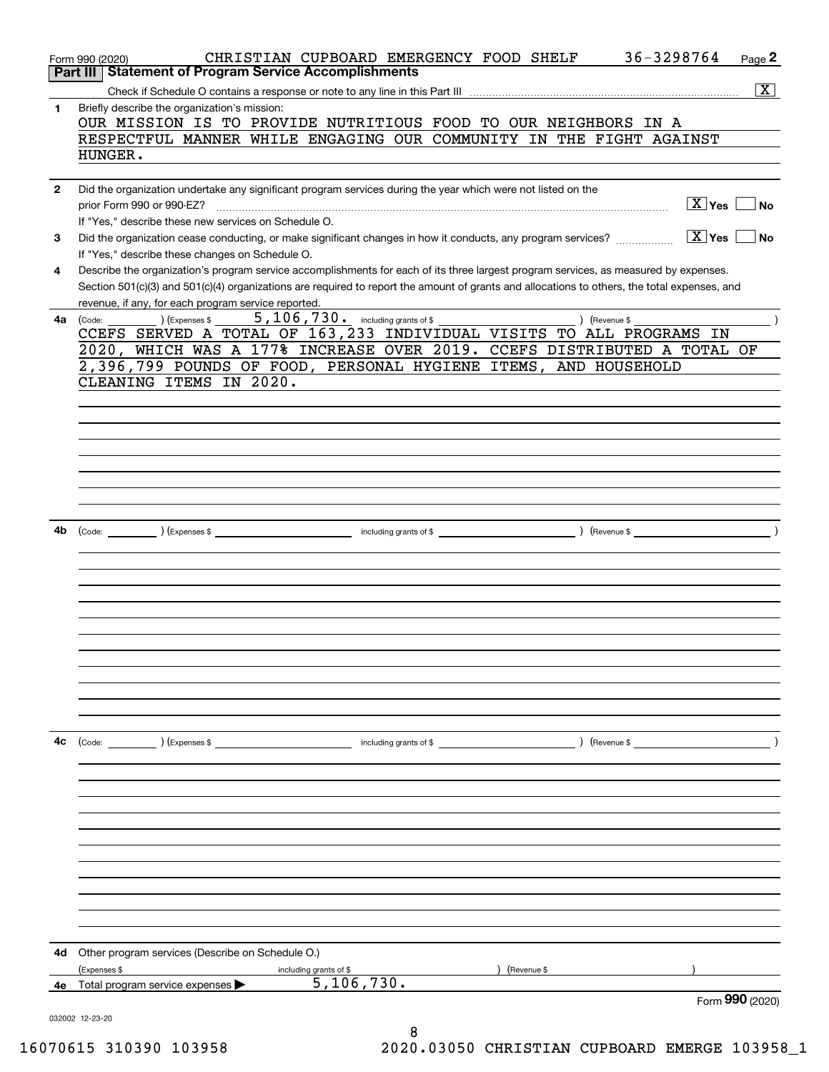Form 990 (2020) CHRISTIAN CUPBOARD EMERGENCY FOOD SHELF 36-3298764

## Part III | Statement of Program Service Accomplishments

Check if Schedule O contains a response or note to any line in this Part III .......... [X]

**1** Briefly describe the organization's mission:

OUR MISSION IS TO PROVIDE NUTRITIOUS FOOD TO OUR NEIGHBORS IN A RESPECTFUL MANNER WHILE ENGAGING OUR COMMUNITY IN THE FIGHT AGAINST HUNGER.

**2** Did the organization undertake any significant program services during the year which were not listed on the prior Form 990 or 990-EZ? .......... [X] Yes [ ] No

If "Yes," describe these new services on Schedule O.

**3** Did the organization cease conducting, or make significant changes in how it conducts, any program services? .......... [X] Yes [ ] No

If "Yes," describe these changes on Schedule O.

**4** Describe the organization's program service accomplishments for each of its three largest program services, as measured by expenses. Section 501(c)(3) and 501(c)(4) organizations are required to report the amount of grants and allocations to others, the total expenses, and revenue, if any, for each program service reported.

**4a** (Code: ) (Expenses $ 5,106,730. including grants of $ ) (Revenue $ )

CCEFS SERVED A TOTAL OF 163,233 INDIVIDUAL VISITS TO ALL PROGRAMS IN 2020, WHICH WAS A 177% INCREASE OVER 2019. CCEFS DISTRIBUTED A TOTAL OF 2,396,799 POUNDS OF FOOD, PERSONAL HYGIENE ITEMS, AND HOUSEHOLD CLEANING ITEMS IN 2020.

**4b** (Code: ) (Expenses $ including grants of $ ) (Revenue $ )

**4c** (Code: ) (Expenses $ including grants of $ ) (Revenue $ )

**4d** Other program services (Describe on Schedule O.)

(Expenses $ including grants of $ ) (Revenue $ )

**4e** Total program service expenses ▶ 5,106,730.

Form **990** (2020)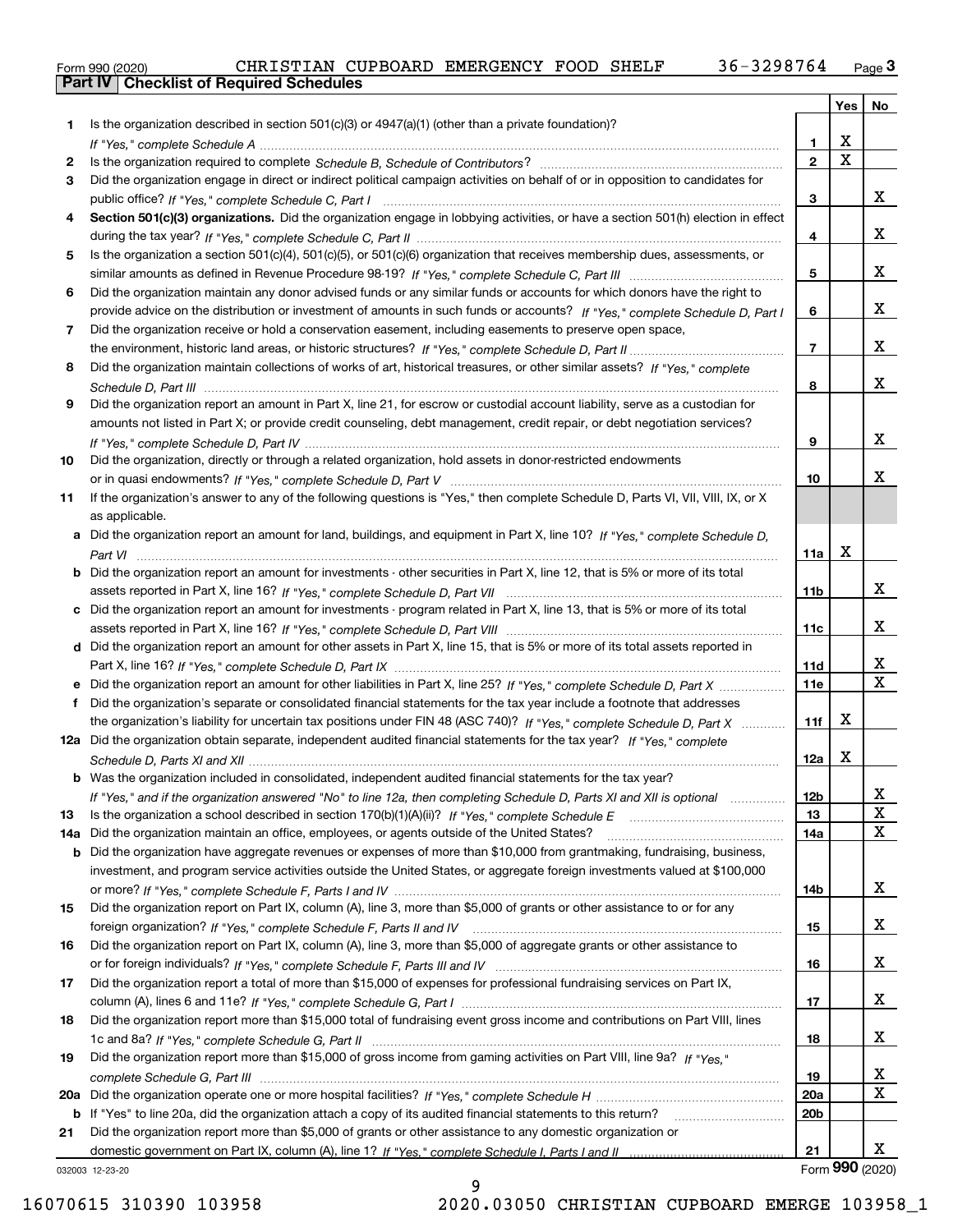Form 990 (2020) CHRISTIAN CUPBOARD EMERGENCY FOOD SHELF 36-3298764 Page **3**

**Part IV | Checklist of Required Schedules**

| | | | Yes | No |
|---|---|---|---|---|
| **1** | Is the organization described in section 501(c)(3) or 4947(a)(1) (other than a private foundation)? *If "Yes," complete Schedule A* | **1** | X | |
| **2** | Is the organization required to complete *Schedule B, Schedule of Contributors*? | **2** | X | |
| **3** | Did the organization engage in direct or indirect political campaign activities on behalf of or in opposition to candidates for public office? *If "Yes," complete Schedule C, Part I* | **3** | | X |
| **4** | **Section 501(c)(3) organizations.** Did the organization engage in lobbying activities, or have a section 501(h) election in effect during the tax year? *If "Yes," complete Schedule C, Part II* | **4** | | X |
| **5** | Is the organization a section 501(c)(4), 501(c)(5), or 501(c)(6) organization that receives membership dues, assessments, or similar amounts as defined in Revenue Procedure 98-19? *If "Yes," complete Schedule C, Part III* | **5** | | X |
| **6** | Did the organization maintain any donor advised funds or any similar funds or accounts for which donors have the right to provide advice on the distribution or investment of amounts in such funds or accounts? *If "Yes," complete Schedule D, Part I* | **6** | | X |
| **7** | Did the organization receive or hold a conservation easement, including easements to preserve open space, the environment, historic land areas, or historic structures? *If "Yes," complete Schedule D, Part II* | **7** | | X |
| **8** | Did the organization maintain collections of works of art, historical treasures, or other similar assets? *If "Yes," complete Schedule D, Part III* | **8** | | X |
| **9** | Did the organization report an amount in Part X, line 21, for escrow or custodial account liability, serve as a custodian for amounts not listed in Part X; or provide credit counseling, debt management, credit repair, or debt negotiation services? *If "Yes," complete Schedule D, Part IV* | **9** | | X |
| **10** | Did the organization, directly or through a related organization, hold assets in donor-restricted endowments or in quasi endowments? *If "Yes," complete Schedule D, Part V* | **10** | | X |
| **11** | If the organization's answer to any of the following questions is "Yes," then complete Schedule D, Parts VI, VII, VIII, IX, or X as applicable. | | | |
| **a** | Did the organization report an amount for land, buildings, and equipment in Part X, line 10? *If "Yes," complete Schedule D, Part VI* | **11a** | X | |
| **b** | Did the organization report an amount for investments - other securities in Part X, line 12, that is 5% or more of its total assets reported in Part X, line 16? *If "Yes," complete Schedule D, Part VII* | **11b** | | X |
| **c** | Did the organization report an amount for investments - program related in Part X, line 13, that is 5% or more of its total assets reported in Part X, line 16? *If "Yes," complete Schedule D, Part VIII* | **11c** | | X |
| **d** | Did the organization report an amount for other assets in Part X, line 15, that is 5% or more of its total assets reported in Part X, line 16? *If "Yes," complete Schedule D, Part IX* | **11d** | | X |
| **e** | Did the organization report an amount for other liabilities in Part X, line 25? *If "Yes," complete Schedule D, Part X* | **11e** | | X |
| **f** | Did the organization's separate or consolidated financial statements for the tax year include a footnote that addresses the organization's liability for uncertain tax positions under FIN 48 (ASC 740)? *If "Yes," complete Schedule D, Part X* | **11f** | X | |
| **12a** | Did the organization obtain separate, independent audited financial statements for the tax year? *If "Yes," complete Schedule D, Parts XI and XII* | **12a** | X | |
| **b** | Was the organization included in consolidated, independent audited financial statements for the tax year? *If "Yes," and if the organization answered "No" to line 12a, then completing Schedule D, Parts XI and XII is optional* | **12b** | | X |
| **13** | Is the organization a school described in section 170(b)(1)(A)(ii)? *If "Yes," complete Schedule E* | **13** | | X |
| **14a** | Did the organization maintain an office, employees, or agents outside of the United States? | **14a** | | X |
| **b** | Did the organization have aggregate revenues or expenses of more than $10,000 from grantmaking, fundraising, business, investment, and program service activities outside the United States, or aggregate foreign investments valued at $100,000 or more? *If "Yes," complete Schedule F, Parts I and IV* | **14b** | | X |
| **15** | Did the organization report on Part IX, column (A), line 3, more than $5,000 of grants or other assistance to or for any foreign organization? *If "Yes," complete Schedule F, Parts II and IV* | **15** | | X |
| **16** | Did the organization report on Part IX, column (A), line 3, more than $5,000 of aggregate grants or other assistance to or for foreign individuals? *If "Yes," complete Schedule F, Parts III and IV* | **16** | | X |
| **17** | Did the organization report a total of more than $15,000 of expenses for professional fundraising services on Part IX, column (A), lines 6 and 11e? *If "Yes," complete Schedule G, Part I* | **17** | | X |
| **18** | Did the organization report more than $15,000 total of fundraising event gross income and contributions on Part VIII, lines 1c and 8a? *If "Yes," complete Schedule G, Part II* | **18** | | X |
| **19** | Did the organization report more than $15,000 of gross income from gaming activities on Part VIII, line 9a? *If "Yes," complete Schedule G, Part III* | **19** | | X |
| **20a** | Did the organization operate one or more hospital facilities? *If "Yes," complete Schedule H* | **20a** | | X |
| **b** | If "Yes" to line 20a, did the organization attach a copy of its audited financial statements to this return? | **20b** | | |
| **21** | Did the organization report more than $5,000 of grants or other assistance to any domestic organization or domestic government on Part IX, column (A), line 1? *If "Yes," complete Schedule I, Parts I and II* | **21** | | X |

032003 12-23-20 Form **990** (2020)

16070615 310390 103958 2020.03050 CHRISTIAN CUPBOARD EMERGE 103958_1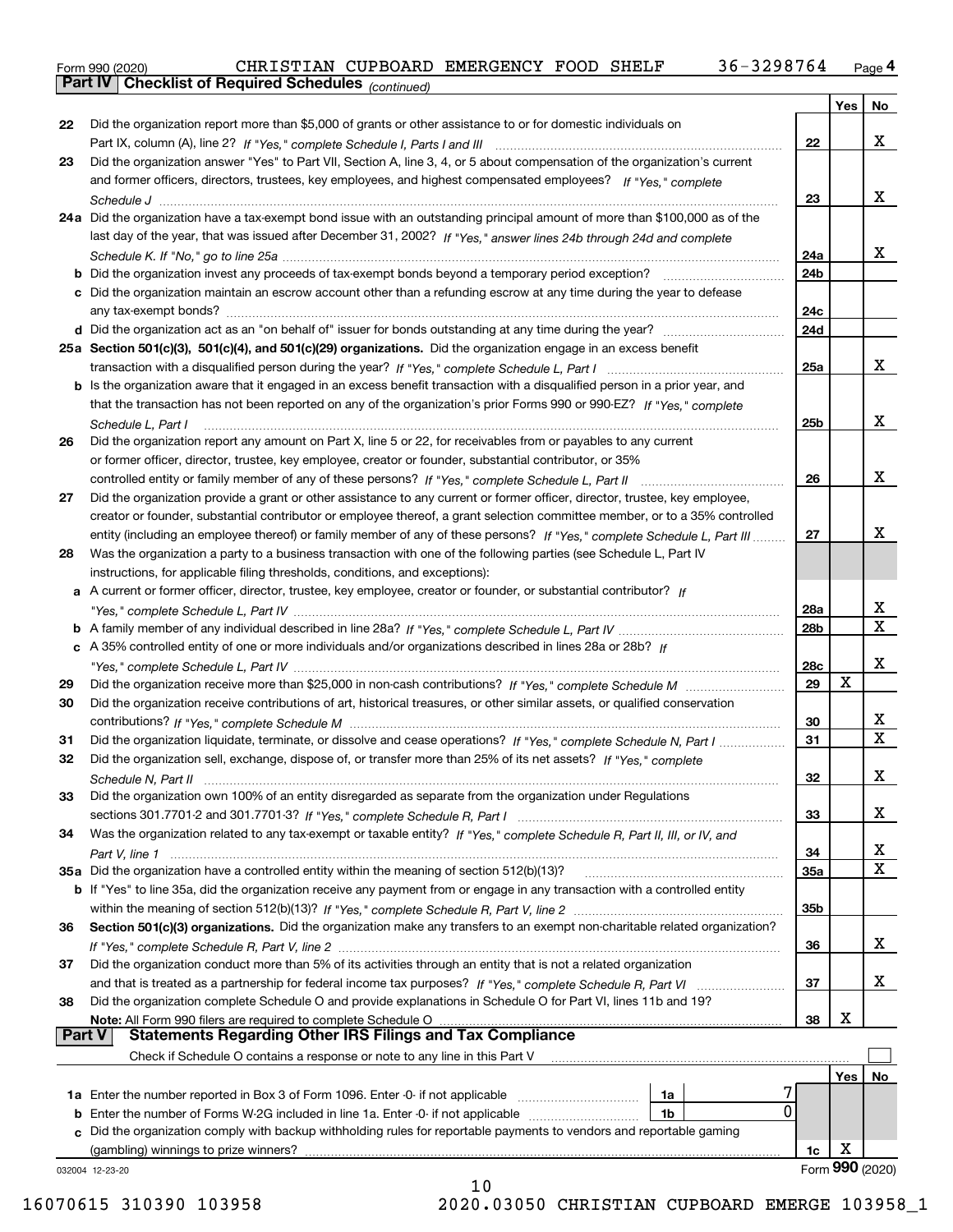Form 990 (2020) CHRISTIAN CUPBOARD EMERGENCY FOOD SHELF 36-3298764 Page **4**

## Part IV Checklist of Required Schedules *(continued)*

| | | | Yes | No |
|---|---|---|---|---|
| 22 | Did the organization report more than $5,000 of grants or other assistance to or for domestic individuals on Part IX, column (A), line 2? *If "Yes," complete Schedule I, Parts I and III* | 22 | | X |
| 23 | Did the organization answer "Yes" to Part VII, Section A, line 3, 4, or 5 about compensation of the organization's current and former officers, directors, trustees, key employees, and highest compensated employees? *If "Yes," complete Schedule J* | 23 | | X |
| 24a | Did the organization have a tax-exempt bond issue with an outstanding principal amount of more than $100,000 as of the last day of the year, that was issued after December 31, 2002? *If "Yes," answer lines 24b through 24d and complete Schedule K. If "No," go to line 25a* | 24a | | X |
| b | Did the organization invest any proceeds of tax-exempt bonds beyond a temporary period exception? | 24b | | |
| c | Did the organization maintain an escrow account other than a refunding escrow at any time during the year to defease any tax-exempt bonds? | 24c | | |
| d | Did the organization act as an "on behalf of" issuer for bonds outstanding at any time during the year? | 24d | | |
| 25a | **Section 501(c)(3), 501(c)(4), and 501(c)(29) organizations.** Did the organization engage in an excess benefit transaction with a disqualified person during the year? *If "Yes," complete Schedule L, Part I* | 25a | | X |
| b | Is the organization aware that it engaged in an excess benefit transaction with a disqualified person in a prior year, and that the transaction has not been reported on any of the organization's prior Forms 990 or 990-EZ? *If "Yes," complete Schedule L, Part I* | 25b | | X |
| 26 | Did the organization report any amount on Part X, line 5 or 22, for receivables from or payables to any current or former officer, director, trustee, key employee, creator or founder, substantial contributor, or 35% controlled entity or family member of any of these persons? *If "Yes," complete Schedule L, Part II* | 26 | | X |
| 27 | Did the organization provide a grant or other assistance to any current or former officer, director, trustee, key employee, creator or founder, substantial contributor or employee thereof, a grant selection committee member, or to a 35% controlled entity (including an employee thereof) or family member of any of these persons? *If "Yes," complete Schedule L, Part III* | 27 | | X |
| 28 | Was the organization a party to a business transaction with one of the following parties (see Schedule L, Part IV instructions, for applicable filing thresholds, conditions, and exceptions): | | | |
| a | A current or former officer, director, trustee, key employee, creator or founder, or substantial contributor? *If "Yes," complete Schedule L, Part IV* | 28a | | X |
| b | A family member of any individual described in line 28a? *If "Yes," complete Schedule L, Part IV* | 28b | | X |
| c | A 35% controlled entity of one or more individuals and/or organizations described in lines 28a or 28b? *If "Yes," complete Schedule L, Part IV* | 28c | | X |
| 29 | Did the organization receive more than $25,000 in non-cash contributions? *If "Yes," complete Schedule M* | 29 | X | |
| 30 | Did the organization receive contributions of art, historical treasures, or other similar assets, or qualified conservation contributions? *If "Yes," complete Schedule M* | 30 | | X |
| 31 | Did the organization liquidate, terminate, or dissolve and cease operations? *If "Yes," complete Schedule N, Part I* | 31 | | X |
| 32 | Did the organization sell, exchange, dispose of, or transfer more than 25% of its net assets? *If "Yes," complete Schedule N, Part II* | 32 | | X |
| 33 | Did the organization own 100% of an entity disregarded as separate from the organization under Regulations sections 301.7701-2 and 301.7701-3? *If "Yes," complete Schedule R, Part I* | 33 | | X |
| 34 | Was the organization related to any tax-exempt or taxable entity? *If "Yes," complete Schedule R, Part II, III, or IV, and Part V, line 1* | 34 | | X |
| 35a | Did the organization have a controlled entity within the meaning of section 512(b)(13)? | 35a | | X |
| b | If "Yes" to line 35a, did the organization receive any payment from or engage in any transaction with a controlled entity within the meaning of section 512(b)(13)? *If "Yes," complete Schedule R, Part V, line 2* | 35b | | |
| 36 | **Section 501(c)(3) organizations.** Did the organization make any transfers to an exempt non-charitable related organization? *If "Yes," complete Schedule R, Part V, line 2* | 36 | | X |
| 37 | Did the organization conduct more than 5% of its activities through an entity that is not a related organization and that is treated as a partnership for federal income tax purposes? *If "Yes," complete Schedule R, Part VI* | 37 | | X |
| 38 | Did the organization complete Schedule O and provide explanations in Schedule O for Part VI, lines 11b and 19? **Note:** All Form 990 filers are required to complete Schedule O | 38 | X | |

## Part V Statements Regarding Other IRS Filings and Tax Compliance

Check if Schedule O contains a response or note to any line in this Part V

| | | | | | Yes | No |
|---|---|---|---|---|---|---|
| 1a | Enter the number reported in Box 3 of Form 1096. Enter -0- if not applicable | 1a | 7 | | | |
| b | Enter the number of Forms W-2G included in line 1a. Enter -0- if not applicable | 1b | 0 | | | |
| c | Did the organization comply with backup withholding rules for reportable payments to vendors and reportable gaming (gambling) winnings to prize winners? | | | 1c | X | |

032004 12-23-20 Form **990** (2020)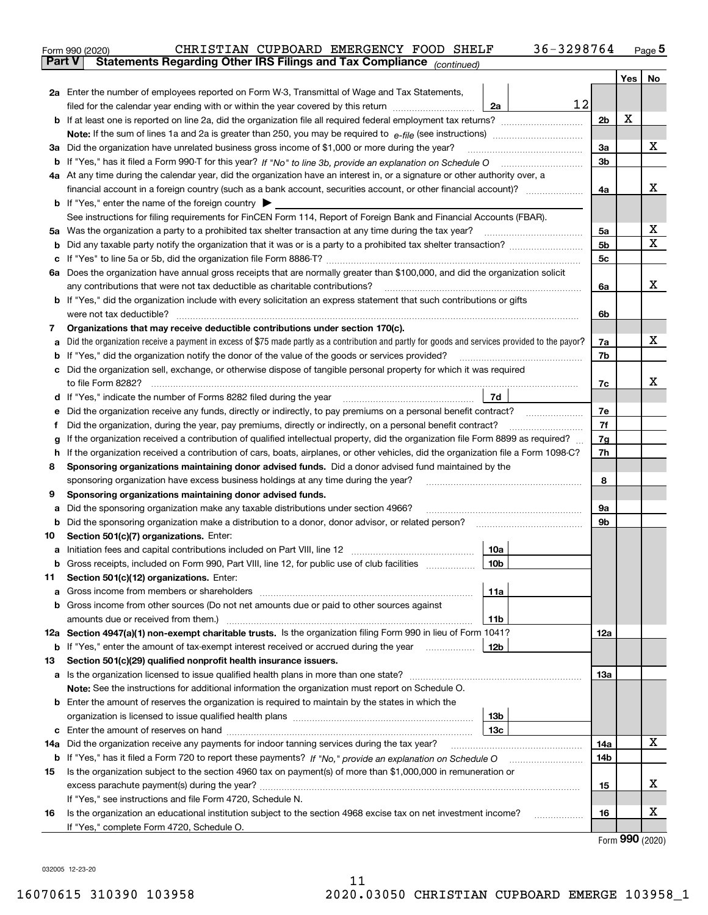Form 990 (2020) CHRISTIAN CUPBOARD EMERGENCY FOOD SHELF 36-3298764 Page **5**

## Part V Statements Regarding Other IRS Filings and Tax Compliance *(continued)*

| | | | | | Yes | No |
|---|---|---|---|---|---|---|
| **2a** | Enter the number of employees reported on Form W-3, Transmittal of Wage and Tax Statements, filed for the calendar year ending with or within the year covered by this return | 2a | 12 | | | |
| **b** | If at least one is reported on line 2a, did the organization file all required federal employment tax returns? | | | 2b | X | |
| | **Note:** If the sum of lines 1a and 2a is greater than 250, you may be required to *e-file* (see instructions) | | | | | |
| **3a** | Did the organization have unrelated business gross income of $1,000 or more during the year? | | | 3a | | X |
| **b** | If "Yes," has it filed a Form 990-T for this year? *If "No" to line 3b, provide an explanation on Schedule O* | | | 3b | | |
| **4a** | At any time during the calendar year, did the organization have an interest in, or a signature or other authority over, a financial account in a foreign country (such as a bank account, securities account, or other financial account)? | | | 4a | | X |
| **b** | If "Yes," enter the name of the foreign country ▶ | | | | | |
| | See instructions for filing requirements for FinCEN Form 114, Report of Foreign Bank and Financial Accounts (FBAR). | | | | | |
| **5a** | Was the organization a party to a prohibited tax shelter transaction at any time during the tax year? | | | 5a | | X |
| **b** | Did any taxable party notify the organization that it was or is a party to a prohibited tax shelter transaction? | | | 5b | | X |
| **c** | If "Yes" to line 5a or 5b, did the organization file Form 8886-T? | | | 5c | | |
| **6a** | Does the organization have annual gross receipts that are normally greater than $100,000, and did the organization solicit any contributions that were not tax deductible as charitable contributions? | | | 6a | | X |
| **b** | If "Yes," did the organization include with every solicitation an express statement that such contributions or gifts were not tax deductible? | | | 6b | | |
| **7** | **Organizations that may receive deductible contributions under section 170(c).** | | | | | |
| **a** | Did the organization receive a payment in excess of $75 made partly as a contribution and partly for goods and services provided to the payor? | | | 7a | | X |
| **b** | If "Yes," did the organization notify the donor of the value of the goods or services provided? | | | 7b | | |
| **c** | Did the organization sell, exchange, or otherwise dispose of tangible personal property for which it was required to file Form 8282? | | | 7c | | X |
| **d** | If "Yes," indicate the number of Forms 8282 filed during the year | 7d | | | | |
| **e** | Did the organization receive any funds, directly or indirectly, to pay premiums on a personal benefit contract? | | | 7e | | |
| **f** | Did the organization, during the year, pay premiums, directly or indirectly, on a personal benefit contract? | | | 7f | | |
| **g** | If the organization received a contribution of qualified intellectual property, did the organization file Form 8899 as required? | | | 7g | | |
| **h** | If the organization received a contribution of cars, boats, airplanes, or other vehicles, did the organization file a Form 1098-C? | | | 7h | | |
| **8** | **Sponsoring organizations maintaining donor advised funds.** Did a donor advised fund maintained by the sponsoring organization have excess business holdings at any time during the year? | | | 8 | | |
| **9** | **Sponsoring organizations maintaining donor advised funds.** | | | | | |
| **a** | Did the sponsoring organization make any taxable distributions under section 4966? | | | 9a | | |
| **b** | Did the sponsoring organization make a distribution to a donor, donor advisor, or related person? | | | 9b | | |
| **10** | **Section 501(c)(7) organizations.** Enter: | | | | | |
| **a** | Initiation fees and capital contributions included on Part VIII, line 12 | 10a | | | | |
| **b** | Gross receipts, included on Form 990, Part VIII, line 12, for public use of club facilities | 10b | | | | |
| **11** | **Section 501(c)(12) organizations.** Enter: | | | | | |
| **a** | Gross income from members or shareholders | 11a | | | | |
| **b** | Gross income from other sources (Do not net amounts due or paid to other sources against amounts due or received from them.) | 11b | | | | |
| **12a** | **Section 4947(a)(1) non-exempt charitable trusts.** Is the organization filing Form 990 in lieu of Form 1041? | | | 12a | | |
| **b** | If "Yes," enter the amount of tax-exempt interest received or accrued during the year | 12b | | | | |
| **13** | **Section 501(c)(29) qualified nonprofit health insurance issuers.** | | | | | |
| **a** | Is the organization licensed to issue qualified health plans in more than one state? | | | 13a | | |
| | **Note:** See the instructions for additional information the organization must report on Schedule O. | | | | | |
| **b** | Enter the amount of reserves the organization is required to maintain by the states in which the organization is licensed to issue qualified health plans | 13b | | | | |
| **c** | Enter the amount of reserves on hand | 13c | | | | |
| **14a** | Did the organization receive any payments for indoor tanning services during the tax year? | | | 14a | | X |
| **b** | If "Yes," has it filed a Form 720 to report these payments? *If "No," provide an explanation on Schedule O* | | | 14b | | |
| **15** | Is the organization subject to the section 4960 tax on payment(s) of more than $1,000,000 in remuneration or excess parachute payment(s) during the year? | | | 15 | | X |
| | If "Yes," see instructions and file Form 4720, Schedule N. | | | | | |
| **16** | Is the organization an educational institution subject to the section 4968 excise tax on net investment income? | | | 16 | | X |
| | If "Yes," complete Form 4720, Schedule O. | | | | | |

Form **990** (2020)

032005 12-23-20

16070615 310390 103958 2020.03050 CHRISTIAN CUPBOARD EMERGE 103958_1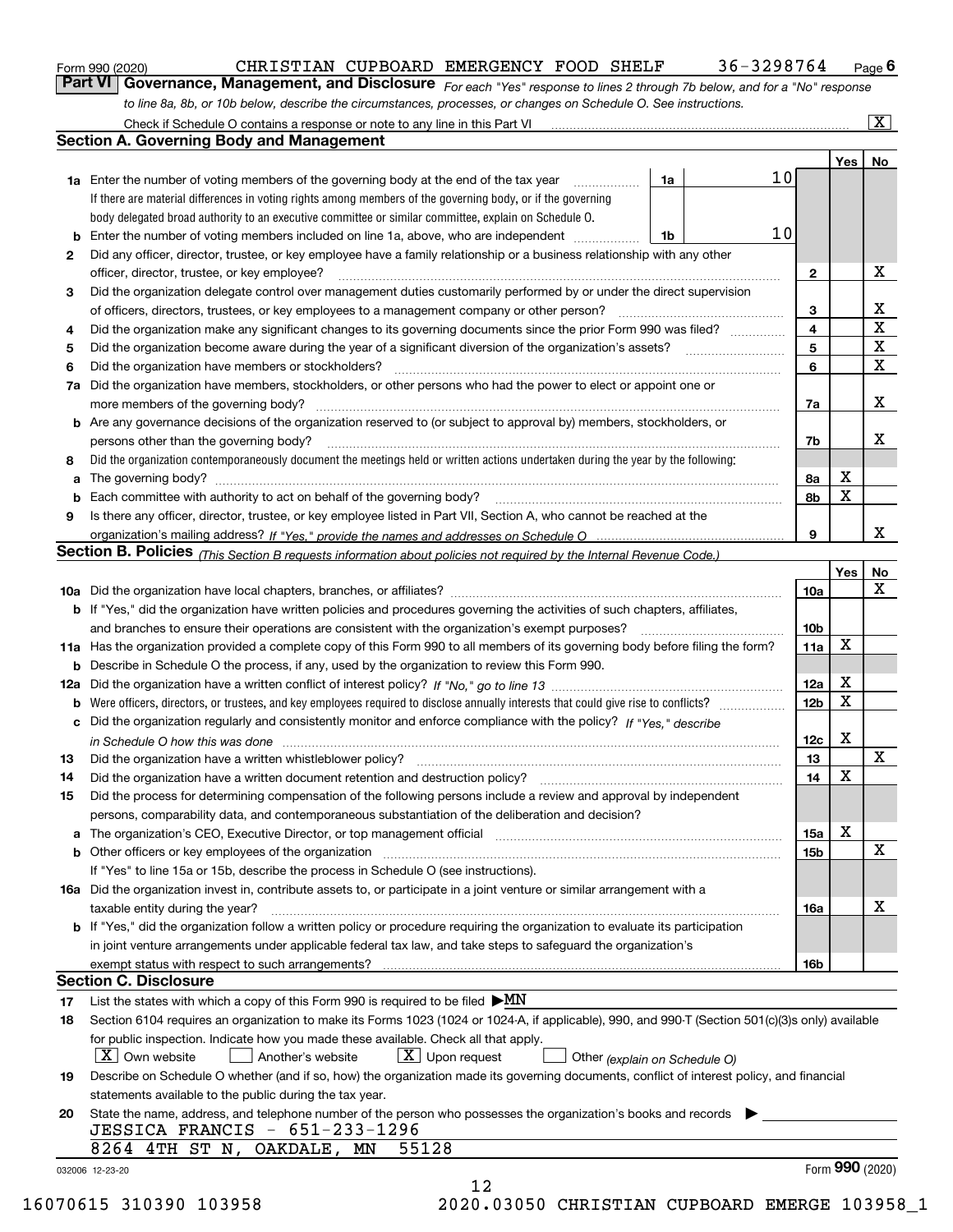Form 990 (2020) CHRISTIAN CUPBOARD EMERGENCY FOOD SHELF 36-3298764 Page 6

## Part VI Governance, Management, and Disclosure

*For each "Yes" response to lines 2 through 7b below, and for a "No" response to line 8a, 8b, or 10b below, describe the circumstances, processes, or changes on Schedule O. See instructions.*

Check if Schedule O contains a response or note to any line in this Part VI ..... [X]

### Section A. Governing Body and Management

| | | | | Yes | No |
|---|---|---|---|---|---|
| 1a | Enter the number of voting members of the governing body at the end of the tax year. If there are material differences in voting rights among members of the governing body, or if the governing body delegated broad authority to an executive committee or similar committee, explain on Schedule O. | 1a | 10 | | |
| b | Enter the number of voting members included on line 1a, above, who are independent | 1b | 10 | | |
| 2 | Did any officer, director, trustee, or key employee have a family relationship or a business relationship with any other officer, director, trustee, or key employee? | 2 | | | X |
| 3 | Did the organization delegate control over management duties customarily performed by or under the direct supervision of officers, directors, trustees, or key employees to a management company or other person? | 3 | | | X |
| 4 | Did the organization make any significant changes to its governing documents since the prior Form 990 was filed? | 4 | | | X |
| 5 | Did the organization become aware during the year of a significant diversion of the organization's assets? | 5 | | | X |
| 6 | Did the organization have members or stockholders? | 6 | | | X |
| 7a | Did the organization have members, stockholders, or other persons who had the power to elect or appoint one or more members of the governing body? | 7a | | | X |
| b | Are any governance decisions of the organization reserved to (or subject to approval by) members, stockholders, or persons other than the governing body? | 7b | | | X |
| 8 | Did the organization contemporaneously document the meetings held or written actions undertaken during the year by the following: | | | | |
| a | The governing body? | 8a | | X | |
| b | Each committee with authority to act on behalf of the governing body? | 8b | | X | |
| 9 | Is there any officer, director, trustee, or key employee listed in Part VII, Section A, who cannot be reached at the organization's mailing address? *If "Yes," provide the names and addresses on Schedule O* | 9 | | | X |

### Section B. Policies *(This Section B requests information about policies not required by the Internal Revenue Code.)*

| | | | Yes | No |
|---|---|---|---|---|
| 10a | Did the organization have local chapters, branches, or affiliates? | 10a | | X |
| b | If "Yes," did the organization have written policies and procedures governing the activities of such chapters, affiliates, and branches to ensure their operations are consistent with the organization's exempt purposes? | 10b | | |
| 11a | Has the organization provided a complete copy of this Form 990 to all members of its governing body before filing the form? | 11a | X | |
| b | Describe in Schedule O the process, if any, used by the organization to review this Form 990. | | | |
| 12a | Did the organization have a written conflict of interest policy? *If "No," go to line 13* | 12a | X | |
| b | Were officers, directors, or trustees, and key employees required to disclose annually interests that could give rise to conflicts? | 12b | X | |
| c | Did the organization regularly and consistently monitor and enforce compliance with the policy? *If "Yes," describe in Schedule O how this was done* | 12c | X | |
| 13 | Did the organization have a written whistleblower policy? | 13 | | X |
| 14 | Did the organization have a written document retention and destruction policy? | 14 | X | |
| 15 | Did the process for determining compensation of the following persons include a review and approval by independent persons, comparability data, and contemporaneous substantiation of the deliberation and decision? | | | |
| a | The organization's CEO, Executive Director, or top management official | 15a | X | |
| b | Other officers or key employees of the organization | 15b | | X |
| | If "Yes" to line 15a or 15b, describe the process in Schedule O (see instructions). | | | |
| 16a | Did the organization invest in, contribute assets to, or participate in a joint venture or similar arrangement with a taxable entity during the year? | 16a | | X |
| b | If "Yes," did the organization follow a written policy or procedure requiring the organization to evaluate its participation in joint venture arrangements under applicable federal tax law, and take steps to safeguard the organization's exempt status with respect to such arrangements? | 16b | | |

### Section C. Disclosure

17 List the states with which a copy of this Form 990 is required to be filed ▶ MN

18 Section 6104 requires an organization to make its Forms 1023 (1024 or 1024-A, if applicable), 990, and 990-T (Section 501(c)(3)s only) available for public inspection. Indicate how you made these available. Check all that apply.

[X] Own website [ ] Another's website [X] Upon request [ ] Other *(explain on Schedule O)*

19 Describe on Schedule O whether (and if so, how) the organization made its governing documents, conflict of interest policy, and financial statements available to the public during the tax year.

20 State the name, address, and telephone number of the person who possesses the organization's books and records ▶

JESSICA FRANCIS - 651-233-1296
8264 4TH ST N, OAKDALE, MN 55128

032006 12-23-20 Form 990 (2020)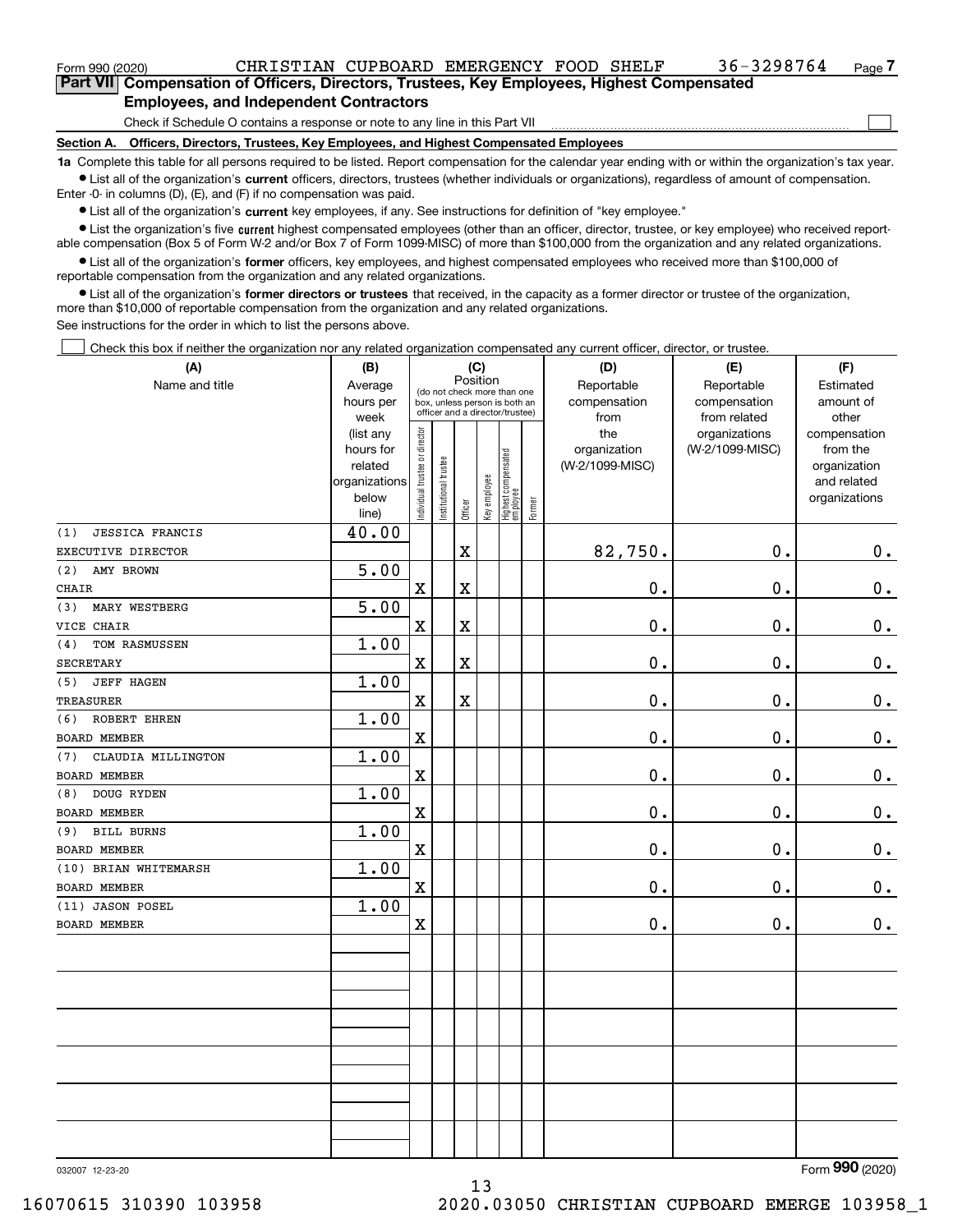Form 990 (2020) CHRISTIAN CUPBOARD EMERGENCY FOOD SHELF 36-3298764 Page 7

## Part VII Compensation of Officers, Directors, Trustees, Key Employees, Highest Compensated Employees, and Independent Contractors

Check if Schedule O contains a response or note to any line in this Part VII ☐

### Section A. Officers, Directors, Trustees, Key Employees, and Highest Compensated Employees

**1a** Complete this table for all persons required to be listed. Report compensation for the calendar year ending with or within the organization's tax year.

- List all of the organization's **current** officers, directors, trustees (whether individuals or organizations), regardless of amount of compensation. Enter -0- in columns (D), (E), and (F) if no compensation was paid.
- List all of the organization's **current** key employees, if any. See instructions for definition of "key employee."
- List the organization's five **current** highest compensated employees (other than an officer, director, trustee, or key employee) who received reportable compensation (Box 5 of Form W-2 and/or Box 7 of Form 1099-MISC) of more than $100,000 from the organization and any related organizations.
- List all of the organization's **former** officers, key employees, and highest compensated employees who received more than $100,000 of reportable compensation from the organization and any related organizations.
- List all of the organization's **former directors or trustees** that received, in the capacity as a former director or trustee of the organization, more than $10,000 of reportable compensation from the organization and any related organizations.

See instructions for the order in which to list the persons above.

☐ Check this box if neither the organization nor any related organization compensated any current officer, director, or trustee.

| (A) Name and title | (B) Average hours per week (list any hours for related organizations below line) | (C) Position: Individual trustee or director | Institutional trustee | Officer | Key employee | Highest compensated employee | Former | (D) Reportable compensation from the organization (W-2/1099-MISC) | (E) Reportable compensation from related organizations (W-2/1099-MISC) | (F) Estimated amount of other compensation from the organization and related organizations |
|---|---|---|---|---|---|---|---|---|---|---|
| (1) JESSICA FRANCIS<br>EXECUTIVE DIRECTOR | 40.00 | | | X | | | | 82,750. | 0. | 0. |
| (2) AMY BROWN<br>CHAIR | 5.00 | X | | X | | | | 0. | 0. | 0. |
| (3) MARY WESTBERG<br>VICE CHAIR | 5.00 | X | | X | | | | 0. | 0. | 0. |
| (4) TOM RASMUSSEN<br>SECRETARY | 1.00 | X | | X | | | | 0. | 0. | 0. |
| (5) JEFF HAGEN<br>TREASURER | 1.00 | X | | X | | | | 0. | 0. | 0. |
| (6) ROBERT EHREN<br>BOARD MEMBER | 1.00 | X | | | | | | 0. | 0. | 0. |
| (7) CLAUDIA MILLINGTON<br>BOARD MEMBER | 1.00 | X | | | | | | 0. | 0. | 0. |
| (8) DOUG RYDEN<br>BOARD MEMBER | 1.00 | X | | | | | | 0. | 0. | 0. |
| (9) BILL BURNS<br>BOARD MEMBER | 1.00 | X | | | | | | 0. | 0. | 0. |
| (10) BRIAN WHITEMARSH<br>BOARD MEMBER | 1.00 | X | | | | | | 0. | 0. | 0. |
| (11) JASON POSEL<br>BOARD MEMBER | 1.00 | X | | | | | | 0. | 0. | 0. |

032007 12-23-20 Form **990** (2020)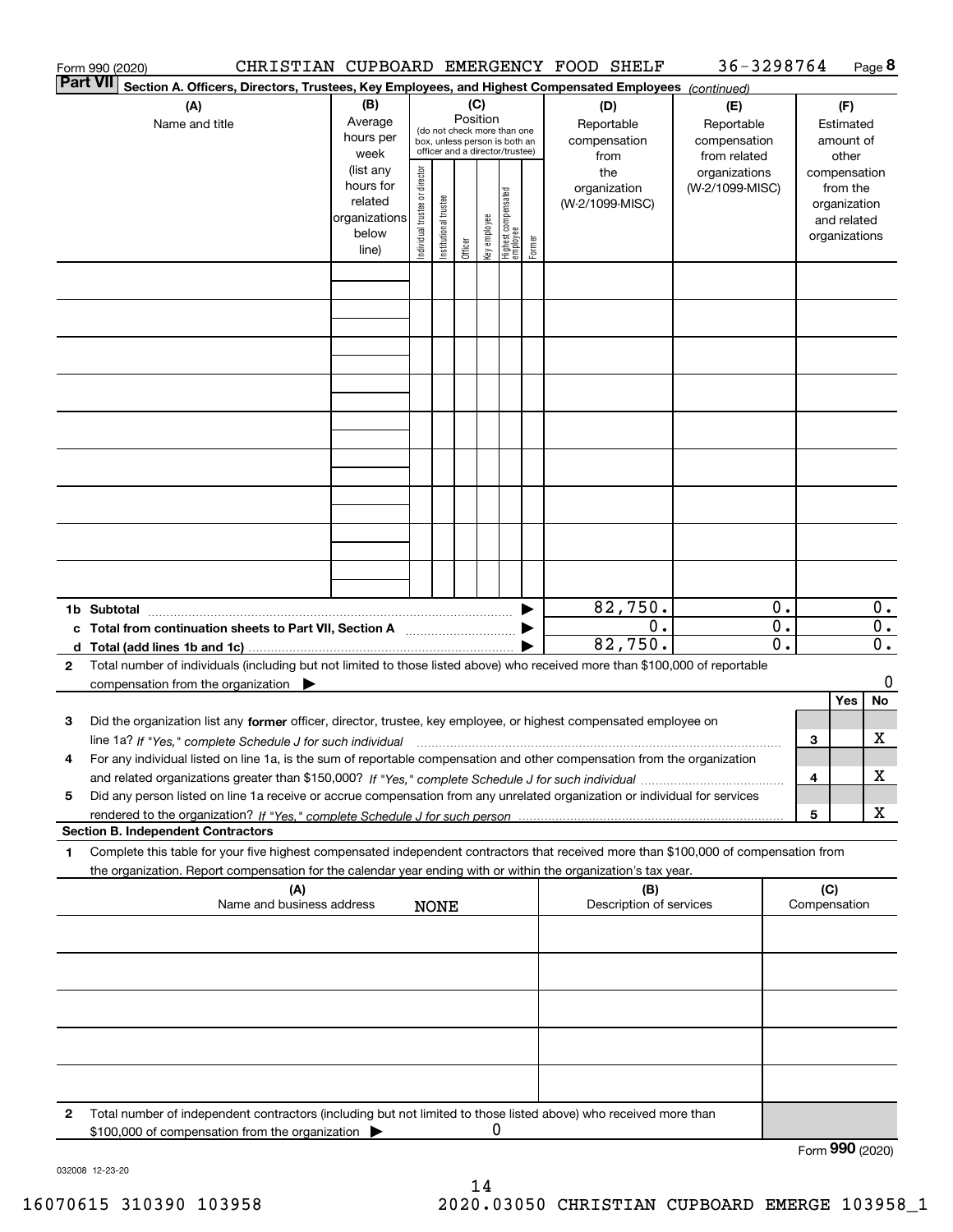Form 990 (2020) CHRISTIAN CUPBOARD EMERGENCY FOOD SHELF 36-3298764

**Part VII** **Section A. Officers, Directors, Trustees, Key Employees, and Highest Compensated Employees** *(continued)*

| (A) Name and title | (B) Average hours per week (list any hours for related organizations below line) | (C) Position (do not check more than one box, unless person is both an officer and a director/trustee): Individual trustee or director | Institutional trustee | Officer | Key employee | Highest compensated employee | Former | (D) Reportable compensation from the organization (W-2/1099-MISC) | (E) Reportable compensation from related organizations (W-2/1099-MISC) | (F) Estimated amount of other compensation from the organization and related organizations |
|---|---|---|---|---|---|---|---|---|---|---|
| | | | | | | | | | | |
| | | | | | | | | | | |
| | | | | | | | | | | |
| | | | | | | | | | | |
| | | | | | | | | | | |
| | | | | | | | | | | |
| | | | | | | | | | | |
| | | | | | | | | | | |
| | | | | | | | | | | |
| **1b Subtotal** | | | | | | | | 82,750. | 0. | 0. |
| **c Total from continuation sheets to Part VII, Section A** | | | | | | | | 0. | 0. | 0. |
| **d Total (add lines 1b and 1c)** | | | | | | | | 82,750. | 0. | 0. |

**2** Total number of individuals (including but not limited to those listed above) who received more than $100,000 of reportable compensation from the organization ▶ 0

| | | | Yes | No |
|---|---|---|---|---|
| **3** | Did the organization list any **former** officer, director, trustee, key employee, or highest compensated employee on line 1a? *If "Yes," complete Schedule J for such individual* | 3 | | X |
| **4** | For any individual listed on line 1a, is the sum of reportable compensation and other compensation from the organization and related organizations greater than $150,000? *If "Yes," complete Schedule J for such individual* | 4 | | X |
| **5** | Did any person listed on line 1a receive or accrue compensation from any unrelated organization or individual for services rendered to the organization? *If "Yes," complete Schedule J for such person* | 5 | | X |

**Section B. Independent Contractors**

**1** Complete this table for your five highest compensated independent contractors that received more than $100,000 of compensation from the organization. Report compensation for the calendar year ending with or within the organization's tax year.

| (A) Name and business address | (B) Description of services | (C) Compensation |
|---|---|---|
| NONE | | |
| | | |
| | | |
| | | |
| | | |

**2** Total number of independent contractors (including but not limited to those listed above) who received more than $100,000 of compensation from the organization ▶ 0

Form **990** (2020)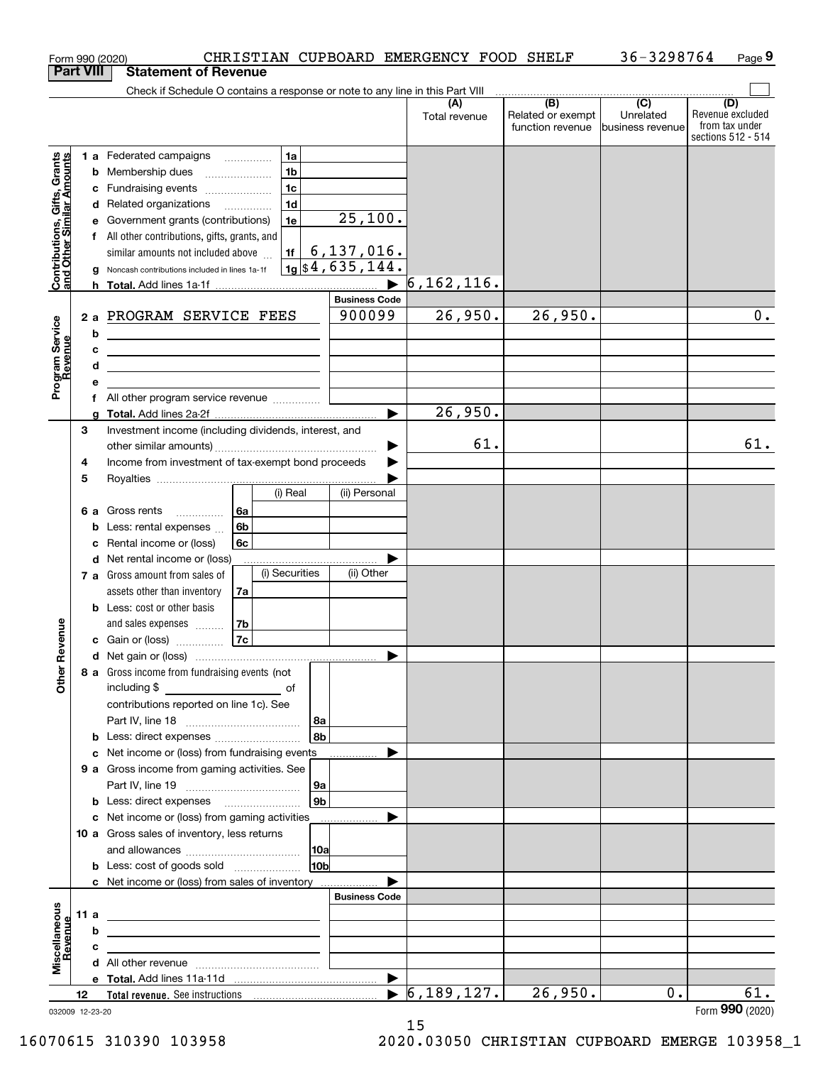Form 990 (2020) CHRISTIAN CUPBOARD EMERGENCY FOOD SHELF 36-3298764

## Part VIII Statement of Revenue

Check if Schedule O contains a response or note to any line in this Part VIII

| | | | | (A) Total revenue | (B) Related or exempt function revenue | (C) Unrelated business revenue | (D) Revenue excluded from tax under sections 512 - 514 |
|---|---|---|---|---|---|---|---|
| Contributions, Gifts, Grants and Other Similar Amounts | 1 a | Federated campaigns | 1a | | | | |
| | b | Membership dues | 1b | | | | |
| | c | Fundraising events | 1c | | | | |
| | d | Related organizations | 1d | | | | |
| | e | Government grants (contributions) | 1e 25,100. | | | | |
| | f | All other contributions, gifts, grants, and similar amounts not included above | 1f 6,137,016. | | | | |
| | g | Noncash contributions included in lines 1a-1f | 1g $4,635,144. | | | | |
| | h | Total. Add lines 1a-1f | ▶ | 6,162,116. | | | |
| | | | Business Code | | | | |
| Program Service Revenue | 2 a | PROGRAM SERVICE FEES | 900099 | 26,950. | 26,950. | | 0. |
| | b | | | | | | |
| | c | | | | | | |
| | d | | | | | | |
| | e | | | | | | |
| | f | All other program service revenue | | | | | |
| | g | Total. Add lines 2a-2f | ▶ | 26,950. | | | |
| Other Revenue | 3 | Investment income (including dividends, interest, and other similar amounts) | ▶ | 61. | | | 61. |
| | 4 | Income from investment of tax-exempt bond proceeds | ▶ | | | | |
| | 5 | Royalties | ▶ | | | | |
| | | | (i) Real / (ii) Personal | | | | |
| | 6 a | Gross rents | 6a | | | | |
| | b | Less: rental expenses | 6b | | | | |
| | c | Rental income or (loss) | 6c | | | | |
| | d | Net rental income or (loss) | ▶ | | | | |
| | | | (i) Securities / (ii) Other | | | | |
| | 7 a | Gross amount from sales of assets other than inventory | 7a | | | | |
| | b | Less: cost or other basis and sales expenses | 7b | | | | |
| | c | Gain or (loss) | 7c | | | | |
| | d | Net gain or (loss) | ▶ | | | | |
| | 8 a | Gross income from fundraising events (not including $ ____ of contributions reported on line 1c). See Part IV, line 18 | 8a | | | | |
| | b | Less: direct expenses | 8b | | | | |
| | c | Net income or (loss) from fundraising events | ▶ | | | | |
| | 9 a | Gross income from gaming activities. See Part IV, line 19 | 9a | | | | |
| | b | Less: direct expenses | 9b | | | | |
| | c | Net income or (loss) from gaming activities | ▶ | | | | |
| | 10 a | Gross sales of inventory, less returns and allowances | 10a | | | | |
| | b | Less: cost of goods sold | 10b | | | | |
| | c | Net income or (loss) from sales of inventory | ▶ | | | | |
| | | | Business Code | | | | |
| Miscellaneous Revenue | 11 a | | | | | | |
| | b | | | | | | |
| | c | | | | | | |
| | d | All other revenue | | | | | |
| | e | Total. Add lines 11a-11d | ▶ | | | | |
| | 12 | Total revenue. See instructions | ▶ | 6,189,127. | 26,950. | 0. | 61. |

032009 12-23-20 Form 990 (2020)

16070615 310390 103958 2020.03050 CHRISTIAN CUPBOARD EMERGE 103958_1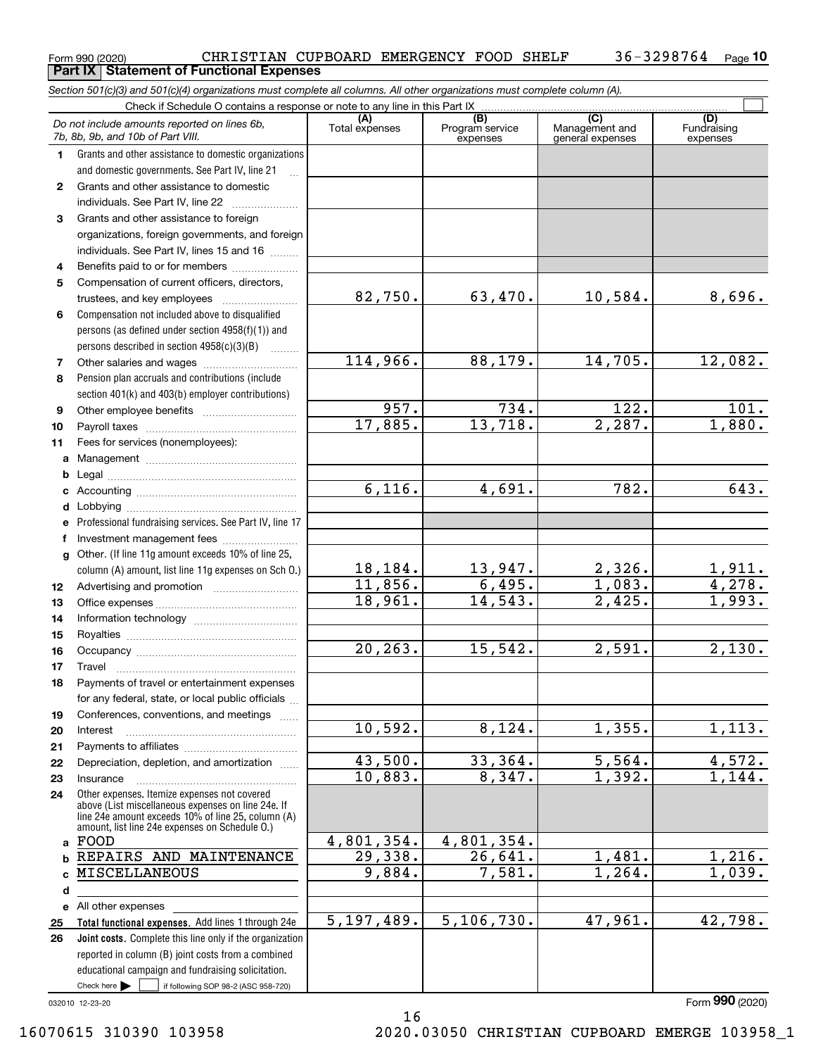Form 990 (2020) CHRISTIAN CUPBOARD EMERGENCY FOOD SHELF 36-3298764

## Part IX Statement of Functional Expenses

*Section 501(c)(3) and 501(c)(4) organizations must complete all columns. All other organizations must complete column (A).*

Check if Schedule O contains a response or note to any line in this Part IX

| | *Do not include amounts reported on lines 6b, 7b, 8b, 9b, and 10b of Part VIII.* | (A) Total expenses | (B) Program service expenses | (C) Management and general expenses | (D) Fundraising expenses |
|---|---|---|---|---|---|
| 1 | Grants and other assistance to domestic organizations and domestic governments. See Part IV, line 21 | | | | |
| 2 | Grants and other assistance to domestic individuals. See Part IV, line 22 | | | | |
| 3 | Grants and other assistance to foreign organizations, foreign governments, and foreign individuals. See Part IV, lines 15 and 16 | | | | |
| 4 | Benefits paid to or for members | | | | |
| 5 | Compensation of current officers, directors, trustees, and key employees | 82,750. | 63,470. | 10,584. | 8,696. |
| 6 | Compensation not included above to disqualified persons (as defined under section 4958(f)(1)) and persons described in section 4958(c)(3)(B) | | | | |
| 7 | Other salaries and wages | 114,966. | 88,179. | 14,705. | 12,082. |
| 8 | Pension plan accruals and contributions (include section 401(k) and 403(b) employer contributions) | | | | |
| 9 | Other employee benefits | 957. | 734. | 122. | 101. |
| 10 | Payroll taxes | 17,885. | 13,718. | 2,287. | 1,880. |
| 11 | Fees for services (nonemployees): | | | | |
| a | Management | | | | |
| b | Legal | | | | |
| c | Accounting | 6,116. | 4,691. | 782. | 643. |
| d | Lobbying | | | | |
| e | Professional fundraising services. See Part IV, line 17 | | | | |
| f | Investment management fees | | | | |
| g | Other. (If line 11g amount exceeds 10% of line 25, column (A) amount, list line 11g expenses on Sch O.) | 18,184. | 13,947. | 2,326. | 1,911. |
| 12 | Advertising and promotion | 11,856. | 6,495. | 1,083. | 4,278. |
| 13 | Office expenses | 18,961. | 14,543. | 2,425. | 1,993. |
| 14 | Information technology | | | | |
| 15 | Royalties | | | | |
| 16 | Occupancy | 20,263. | 15,542. | 2,591. | 2,130. |
| 17 | Travel | | | | |
| 18 | Payments of travel or entertainment expenses for any federal, state, or local public officials | | | | |
| 19 | Conferences, conventions, and meetings | | | | |
| 20 | Interest | 10,592. | 8,124. | 1,355. | 1,113. |
| 21 | Payments to affiliates | | | | |
| 22 | Depreciation, depletion, and amortization | 43,500. | 33,364. | 5,564. | 4,572. |
| 23 | Insurance | 10,883. | 8,347. | 1,392. | 1,144. |
| 24 | Other expenses. Itemize expenses not covered above (List miscellaneous expenses on line 24e. If line 24e amount exceeds 10% of line 25, column (A) amount, list line 24e expenses on Schedule O.) | | | | |
| a | FOOD | 4,801,354. | 4,801,354. | | |
| b | REPAIRS AND MAINTENANCE | 29,338. | 26,641. | 1,481. | 1,216. |
| c | MISCELLANEOUS | 9,884. | 7,581. | 1,264. | 1,039. |
| d | | | | | |
| e | All other expenses | | | | |
| 25 | **Total functional expenses.** Add lines 1 through 24e | 5,197,489. | 5,106,730. | 47,961. | 42,798. |
| 26 | **Joint costs.** Complete this line only if the organization reported in column (B) joint costs from a combined educational campaign and fundraising solicitation. Check here ☐ if following SOP 98-2 (ASC 958-720) | | | | |

032010 12-23-20

Form **990** (2020)

16070615 310390 103958 2020.03050 CHRISTIAN CUPBOARD EMERGE 103958_1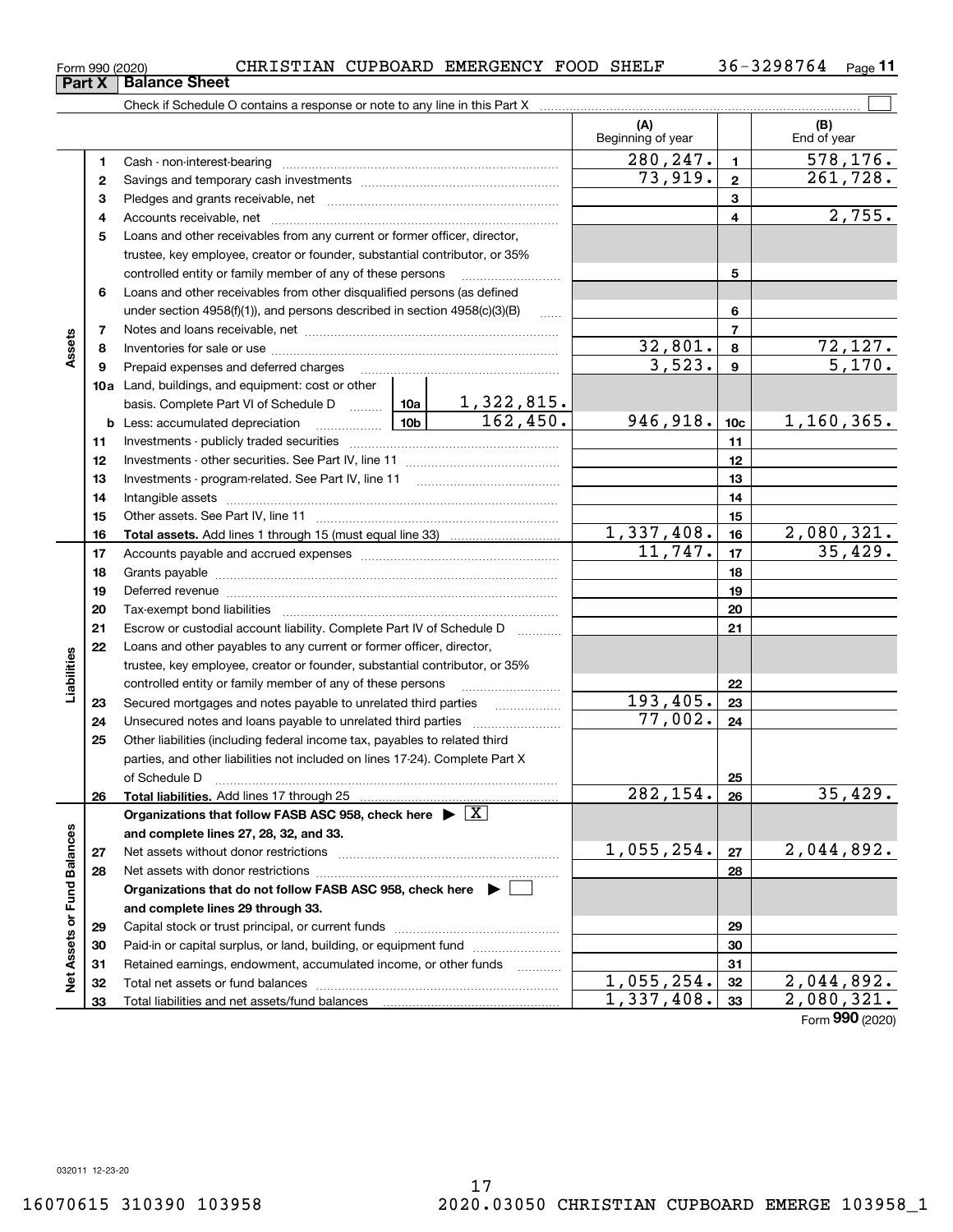Form 990 (2020) CHRISTIAN CUPBOARD EMERGENCY FOOD SHELF 36-3298764

## Part X Balance Sheet

Check if Schedule O contains a response or note to any line in this Part X ☐

| | | | | | (A) Beginning of year | | (B) End of year |
|---|---|---|---|---|---|---|---|
| **Assets** | 1 | Cash - non-interest-bearing | | | 280,247. | 1 | 578,176. |
| | 2 | Savings and temporary cash investments | | | 73,919. | 2 | 261,728. |
| | 3 | Pledges and grants receivable, net | | | | 3 | |
| | 4 | Accounts receivable, net | | | | 4 | 2,755. |
| | 5 | Loans and other receivables from any current or former officer, director, trustee, key employee, creator or founder, substantial contributor, or 35% controlled entity or family member of any of these persons | | | | 5 | |
| | 6 | Loans and other receivables from other disqualified persons (as defined under section 4958(f)(1)), and persons described in section 4958(c)(3)(B) | | | | 6 | |
| | 7 | Notes and loans receivable, net | | | | 7 | |
| | 8 | Inventories for sale or use | | | 32,801. | 8 | 72,127. |
| | 9 | Prepaid expenses and deferred charges | | | 3,523. | 9 | 5,170. |
| | 10a | Land, buildings, and equipment: cost or other basis. Complete Part VI of Schedule D | 10a | 1,322,815. | | | |
| | b | Less: accumulated depreciation | 10b | 162,450. | 946,918. | 10c | 1,160,365. |
| | 11 | Investments - publicly traded securities | | | | 11 | |
| | 12 | Investments - other securities. See Part IV, line 11 | | | | 12 | |
| | 13 | Investments - program-related. See Part IV, line 11 | | | | 13 | |
| | 14 | Intangible assets | | | | 14 | |
| | 15 | Other assets. See Part IV, line 11 | | | | 15 | |
| | 16 | **Total assets.** Add lines 1 through 15 (must equal line 33) | | | 1,337,408. | 16 | 2,080,321. |
| **Liabilities** | 17 | Accounts payable and accrued expenses | | | 11,747. | 17 | 35,429. |
| | 18 | Grants payable | | | | 18 | |
| | 19 | Deferred revenue | | | | 19 | |
| | 20 | Tax-exempt bond liabilities | | | | 20 | |
| | 21 | Escrow or custodial account liability. Complete Part IV of Schedule D | | | | 21 | |
| | 22 | Loans and other payables to any current or former officer, director, trustee, key employee, creator or founder, substantial contributor, or 35% controlled entity or family member of any of these persons | | | | 22 | |
| | 23 | Secured mortgages and notes payable to unrelated third parties | | | 193,405. | 23 | |
| | 24 | Unsecured notes and loans payable to unrelated third parties | | | 77,002. | 24 | |
| | 25 | Other liabilities (including federal income tax, payables to related third parties, and other liabilities not included on lines 17-24). Complete Part X of Schedule D | | | | 25 | |
| | 26 | **Total liabilities.** Add lines 17 through 25 | | | 282,154. | 26 | 35,429. |
| **Net Assets or Fund Balances** | | **Organizations that follow FASB ASC 958, check here ▶ ☒ and complete lines 27, 28, 32, and 33.** | | | | | |
| | 27 | Net assets without donor restrictions | | | 1,055,254. | 27 | 2,044,892. |
| | 28 | Net assets with donor restrictions | | | | 28 | |
| | | **Organizations that do not follow FASB ASC 958, check here ▶ ☐ and complete lines 29 through 33.** | | | | | |
| | 29 | Capital stock or trust principal, or current funds | | | | 29 | |
| | 30 | Paid-in or capital surplus, or land, building, or equipment fund | | | | 30 | |
| | 31 | Retained earnings, endowment, accumulated income, or other funds | | | | 31 | |
| | 32 | Total net assets or fund balances | | | 1,055,254. | 32 | 2,044,892. |
| | 33 | Total liabilities and net assets/fund balances | | | 1,337,408. | 33 | 2,080,321. |

Form **990** (2020)

032011 12-23-20

16070615 310390 103958 2020.03050 CHRISTIAN CUPBOARD EMERGE 103958_1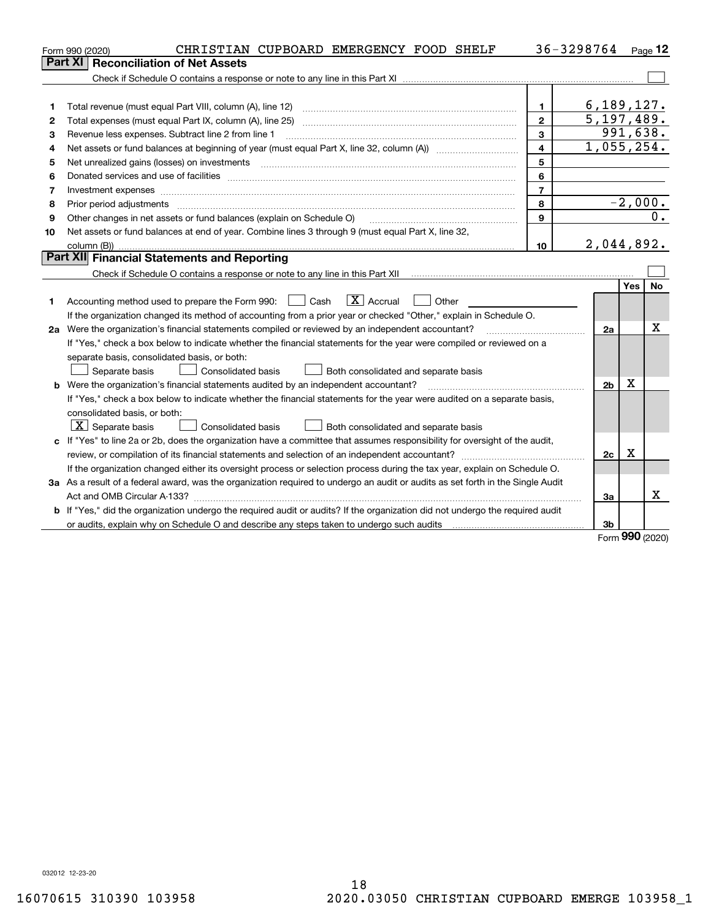Form 990 (2020) CHRISTIAN CUPBOARD EMERGENCY FOOD SHELF 36-3298764

## Part XI Reconciliation of Net Assets

Check if Schedule O contains a response or note to any line in this Part XI ☐

| | | | |
|---|---|---|---|
| 1 | Total revenue (must equal Part VIII, column (A), line 12) | 1 | 6,189,127. |
| 2 | Total expenses (must equal Part IX, column (A), line 25) | 2 | 5,197,489. |
| 3 | Revenue less expenses. Subtract line 2 from line 1 | 3 | 991,638. |
| 4 | Net assets or fund balances at beginning of year (must equal Part X, line 32, column (A)) | 4 | 1,055,254. |
| 5 | Net unrealized gains (losses) on investments | 5 | |
| 6 | Donated services and use of facilities | 6 | |
| 7 | Investment expenses | 7 | |
| 8 | Prior period adjustments | 8 | -2,000. |
| 9 | Other changes in net assets or fund balances (explain on Schedule O) | 9 | 0. |
| 10 | Net assets or fund balances at end of year. Combine lines 3 through 9 (must equal Part X, line 32, column (B)) | 10 | 2,044,892. |

## Part XII Financial Statements and Reporting

Check if Schedule O contains a response or note to any line in this Part XII ☐

| | | | Yes | No |
|---|---|---|---|---|
| 1 | Accounting method used to prepare the Form 990: ☐ Cash ☒ Accrual ☐ Other<br>If the organization changed its method of accounting from a prior year or checked "Other," explain in Schedule O. | | | |
| 2a | Were the organization's financial statements compiled or reviewed by an independent accountant?<br>If "Yes," check a box below to indicate whether the financial statements for the year were compiled or reviewed on a separate basis, consolidated basis, or both:<br>☐ Separate basis ☐ Consolidated basis ☐ Both consolidated and separate basis | 2a | | X |
| b | Were the organization's financial statements audited by an independent accountant?<br>If "Yes," check a box below to indicate whether the financial statements for the year were audited on a separate basis, consolidated basis, or both:<br>☒ Separate basis ☐ Consolidated basis ☐ Both consolidated and separate basis | 2b | X | |
| c | If "Yes" to line 2a or 2b, does the organization have a committee that assumes responsibility for oversight of the audit, review, or compilation of its financial statements and selection of an independent accountant?<br>If the organization changed either its oversight process or selection process during the tax year, explain on Schedule O. | 2c | X | |
| 3a | As a result of a federal award, was the organization required to undergo an audit or audits as set forth in the Single Audit Act and OMB Circular A-133? | 3a | | X |
| b | If "Yes," did the organization undergo the required audit or audits? If the organization did not undergo the required audit or audits, explain why on Schedule O and describe any steps taken to undergo such audits | 3b | | |

Form 990 (2020)

032012 12-23-20

16070615 310390 103958 2020.03050 CHRISTIAN CUPBOARD EMERGE 103958_1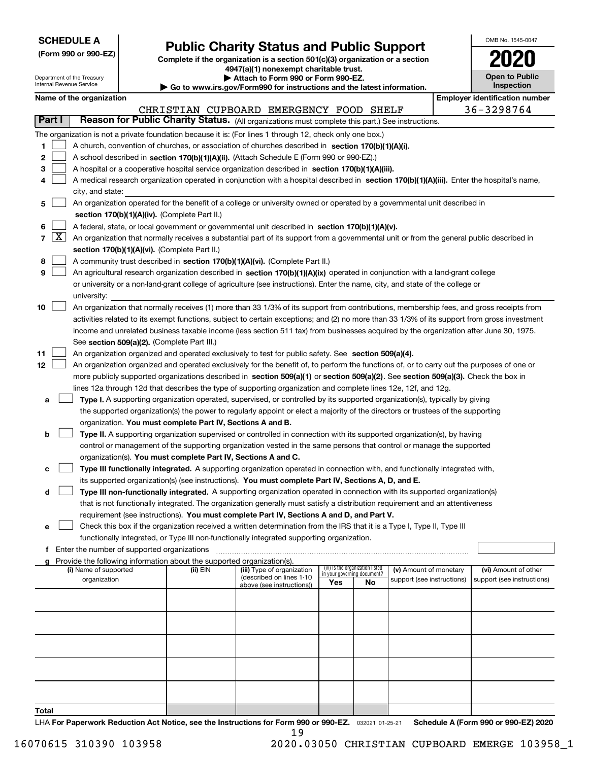**SCHEDULE A**
**(Form 990 or 990-EZ)**

Department of the Treasury
Internal Revenue Service

# Public Charity Status and Public Support

**Complete if the organization is a section 501(c)(3) organization or a section 4947(a)(1) nonexempt charitable trust.**
**▶ Attach to Form 990 or Form 990-EZ.**
**▶ Go to www.irs.gov/Form990 for instructions and the latest information.**

OMB No. 1545-0047

**2020**

**Open to Public Inspection**

**Name of the organization:** CHRISTIAN CUPBOARD EMERGENCY FOOD SHELF

**Employer identification number:** 36-3298764

## Part I — Reason for Public Charity Status. (All organizations must complete this part.) See instructions.

The organization is not a private foundation because it is: (For lines 1 through 12, check only one box.)

1. ☐ A church, convention of churches, or association of churches described in **section 170(b)(1)(A)(i).**
2. ☐ A school described in **section 170(b)(1)(A)(ii).** (Attach Schedule E (Form 990 or 990-EZ).)
3. ☐ A hospital or a cooperative hospital service organization described in **section 170(b)(1)(A)(iii).**
4. ☐ A medical research organization operated in conjunction with a hospital described in **section 170(b)(1)(A)(iii).** Enter the hospital's name, city, and state: ____
5. ☐ An organization operated for the benefit of a college or university owned or operated by a governmental unit described in **section 170(b)(1)(A)(iv).** (Complete Part II.)
6. ☐ A federal, state, or local government or governmental unit described in **section 170(b)(1)(A)(v).**
7. ☒ An organization that normally receives a substantial part of its support from a governmental unit or from the general public described in **section 170(b)(1)(A)(vi).** (Complete Part II.)
8. ☐ A community trust described in **section 170(b)(1)(A)(vi).** (Complete Part II.)
9. ☐ An agricultural research organization described in **section 170(b)(1)(A)(ix)** operated in conjunction with a land-grant college or university or a non-land-grant college of agriculture (see instructions). Enter the name, city, and state of the college or university: ____
10. ☐ An organization that normally receives (1) more than 33 1/3% of its support from contributions, membership fees, and gross receipts from activities related to its exempt functions, subject to certain exceptions; and (2) no more than 33 1/3% of its support from gross investment income and unrelated business taxable income (less section 511 tax) from businesses acquired by the organization after June 30, 1975. See **section 509(a)(2).** (Complete Part III.)
11. ☐ An organization organized and operated exclusively to test for public safety. See **section 509(a)(4).**
12. ☐ An organization organized and operated exclusively for the benefit of, to perform the functions of, or to carry out the purposes of one or more publicly supported organizations described in **section 509(a)(1)** or **section 509(a)(2).** See **section 509(a)(3).** Check the box in lines 12a through 12d that describes the type of supporting organization and complete lines 12e, 12f, and 12g.
   - **a** ☐ **Type I.** A supporting organization operated, supervised, or controlled by its supported organization(s), typically by giving the supported organization(s) the power to regularly appoint or elect a majority of the directors or trustees of the supporting organization. **You must complete Part IV, Sections A and B.**
   - **b** ☐ **Type II.** A supporting organization supervised or controlled in connection with its supported organization(s), by having control or management of the supporting organization vested in the same persons that control or manage the supported organization(s). **You must complete Part IV, Sections A and C.**
   - **c** ☐ **Type III functionally integrated.** A supporting organization operated in connection with, and functionally integrated with, its supported organization(s) (see instructions). **You must complete Part IV, Sections A, D, and E.**
   - **d** ☐ **Type III non-functionally integrated.** A supporting organization operated in connection with its supported organization(s) that is not functionally integrated. The organization generally must satisfy a distribution requirement and an attentiveness requirement (see instructions). **You must complete Part IV, Sections A and D, and Part V.**
   - **e** ☐ Check this box if the organization received a written determination from the IRS that it is a Type I, Type II, Type III functionally integrated, or Type III non-functionally integrated supporting organization.
   - **f** Enter the number of supported organizations ____
   - **g** Provide the following information about the supported organization(s).

| (i) Name of supported organization | (ii) EIN | (iii) Type of organization (described on lines 1-10 above (see instructions)) | (iv) Is the organization listed in your governing document? Yes | No | (v) Amount of monetary support (see instructions) | (vi) Amount of other support (see instructions) |
|---|---|---|---|---|---|---|
| | | | | | | |
| | | | | | | |
| | | | | | | |
| | | | | | | |
| | | | | | | |
| **Total** | | | | | | |

LHA **For Paperwork Reduction Act Notice, see the Instructions for Form 990 or 990-EZ.** 032021 01-25-21 **Schedule A (Form 990 or 990-EZ) 2020**

16070615 310390 103958 2020.03050 CHRISTIAN CUPBOARD EMERGE 103958_1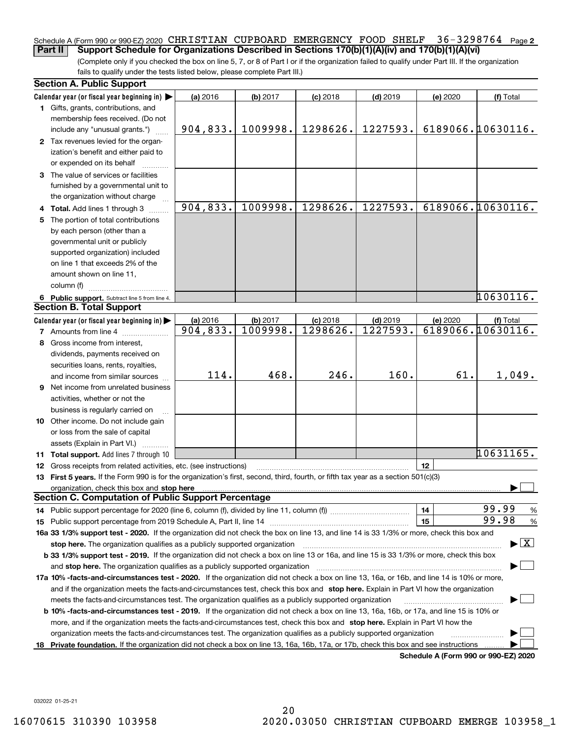Schedule A (Form 990 or 990-EZ) 2020 CHRISTIAN CUPBOARD EMERGENCY FOOD SHELF 36-3298764 Page 2

**Part II Support Schedule for Organizations Described in Sections 170(b)(1)(A)(iv) and 170(b)(1)(A)(vi)**

(Complete only if you checked the box on line 5, 7, or 8 of Part I or if the organization failed to qualify under Part III. If the organization fails to qualify under the tests listed below, please complete Part III.)

**Section A. Public Support**

| Calendar year (or fiscal year beginning in) ▶ | (a) 2016 | (b) 2017 | (c) 2018 | (d) 2019 | (e) 2020 | (f) Total |
|---|---|---|---|---|---|---|
| 1 Gifts, grants, contributions, and membership fees received. (Do not include any "unusual grants.") | 904,833. | 1009998. | 1298626. | 1227593. | 6189066. | 10630116. |
| 2 Tax revenues levied for the organization's benefit and either paid to or expended on its behalf | | | | | | |
| 3 The value of services or facilities furnished by a governmental unit to the organization without charge | | | | | | |
| 4 **Total.** Add lines 1 through 3 | 904,833. | 1009998. | 1298626. | 1227593. | 6189066. | 10630116. |
| 5 The portion of total contributions by each person (other than a governmental unit or publicly supported organization) included on line 1 that exceeds 2% of the amount shown on line 11, column (f) | | | | | | |
| 6 **Public support.** Subtract line 5 from line 4. | | | | | | 10630116. |

**Section B. Total Support**

| Calendar year (or fiscal year beginning in) ▶ | (a) 2016 | (b) 2017 | (c) 2018 | (d) 2019 | (e) 2020 | (f) Total |
|---|---|---|---|---|---|---|
| 7 Amounts from line 4 | 904,833. | 1009998. | 1298626. | 1227593. | 6189066. | 10630116. |
| 8 Gross income from interest, dividends, payments received on securities loans, rents, royalties, and income from similar sources | 114. | 468. | 246. | 160. | 61. | 1,049. |
| 9 Net income from unrelated business activities, whether or not the business is regularly carried on | | | | | | |
| 10 Other income. Do not include gain or loss from the sale of capital assets (Explain in Part VI.) | | | | | | |
| 11 **Total support.** Add lines 7 through 10 | | | | | | 10631165. |

12 Gross receipts from related activities, etc. (see instructions) | 12 |

13 **First 5 years.** If the Form 990 is for the organization's first, second, third, fourth, or fifth tax year as a section 501(c)(3) organization, check this box and **stop here** ▶ ☐

**Section C. Computation of Public Support Percentage**

14 Public support percentage for 2020 (line 6, column (f), divided by line 11, column (f)) | 14 | 99.99 %

15 Public support percentage from 2019 Schedule A, Part II, line 14 | 15 | 99.98 %

**16a 33 1/3% support test - 2020.** If the organization did not check the box on line 13, and line 14 is 33 1/3% or more, check this box and **stop here.** The organization qualifies as a publicly supported organization ▶ ☒

**b 33 1/3% support test - 2019.** If the organization did not check a box on line 13 or 16a, and line 15 is 33 1/3% or more, check this box and **stop here.** The organization qualifies as a publicly supported organization ▶ ☐

**17a 10% -facts-and-circumstances test - 2020.** If the organization did not check a box on line 13, 16a, or 16b, and line 14 is 10% or more, and if the organization meets the facts-and-circumstances test, check this box and **stop here.** Explain in Part VI how the organization meets the facts-and-circumstances test. The organization qualifies as a publicly supported organization ▶ ☐

**b 10% -facts-and-circumstances test - 2019.** If the organization did not check a box on line 13, 16a, 16b, or 17a, and line 15 is 10% or more, and if the organization meets the facts-and-circumstances test, check this box and **stop here.** Explain in Part VI how the organization meets the facts-and-circumstances test. The organization qualifies as a publicly supported organization ▶ ☐

18 **Private foundation.** If the organization did not check a box on line 13, 16a, 16b, 17a, or 17b, check this box and see instructions ▶ ☐

**Schedule A (Form 990 or 990-EZ) 2020**

032022 01-25-21

16070615 310390 103958 2020.03050 CHRISTIAN CUPBOARD EMERGE 103958_1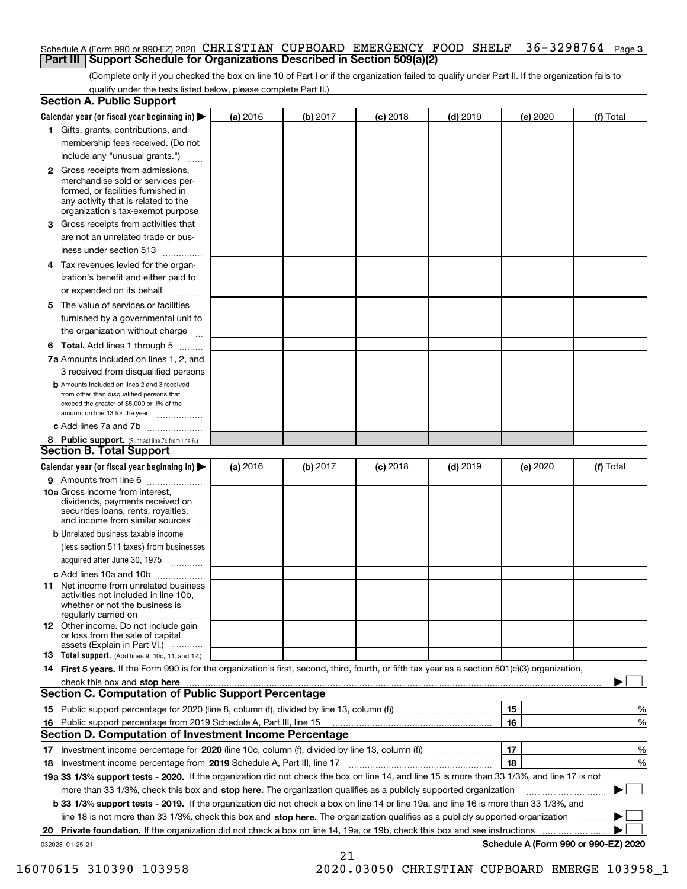Schedule A (Form 990 or 990-EZ) 2020 CHRISTIAN CUPBOARD EMERGENCY FOOD SHELF 36-3298764 Page 3

## Part III Support Schedule for Organizations Described in Section 509(a)(2)

(Complete only if you checked the box on line 10 of Part I or if the organization failed to qualify under Part II. If the organization fails to qualify under the tests listed below, please complete Part II.)

### Section A. Public Support

| Calendar year (or fiscal year beginning in) ▶ | (a) 2016 | (b) 2017 | (c) 2018 | (d) 2019 | (e) 2020 | (f) Total |
|---|---|---|---|---|---|---|
| 1 Gifts, grants, contributions, and membership fees received. (Do not include any "unusual grants.") | | | | | | |
| 2 Gross receipts from admissions, merchandise sold or services performed, or facilities furnished in any activity that is related to the organization's tax-exempt purpose | | | | | | |
| 3 Gross receipts from activities that are not an unrelated trade or business under section 513 | | | | | | |
| 4 Tax revenues levied for the organization's benefit and either paid to or expended on its behalf | | | | | | |
| 5 The value of services or facilities furnished by a governmental unit to the organization without charge | | | | | | |
| 6 **Total.** Add lines 1 through 5 | | | | | | |
| 7a Amounts included on lines 1, 2, and 3 received from disqualified persons | | | | | | |
| b Amounts included on lines 2 and 3 received from other than disqualified persons that exceed the greater of $5,000 or 1% of the amount on line 13 for the year | | | | | | |
| c Add lines 7a and 7b | | | | | | |
| 8 **Public support.** (Subtract line 7c from line 6.) | | | | | | |

### Section B. Total Support

| Calendar year (or fiscal year beginning in) ▶ | (a) 2016 | (b) 2017 | (c) 2018 | (d) 2019 | (e) 2020 | (f) Total |
|---|---|---|---|---|---|---|
| 9 Amounts from line 6 | | | | | | |
| 10a Gross income from interest, dividends, payments received on securities loans, rents, royalties, and income from similar sources | | | | | | |
| b Unrelated business taxable income (less section 511 taxes) from businesses acquired after June 30, 1975 | | | | | | |
| c Add lines 10a and 10b | | | | | | |
| 11 Net income from unrelated business activities not included in line 10b, whether or not the business is regularly carried on | | | | | | |
| 12 Other income. Do not include gain or loss from the sale of capital assets (Explain in Part VI.) | | | | | | |
| 13 **Total support.** (Add lines 9, 10c, 11, and 12.) | | | | | | |

14 **First 5 years.** If the Form 990 is for the organization's first, second, third, fourth, or fifth tax year as a section 501(c)(3) organization, check this box and **stop here** ▶ ☐

### Section C. Computation of Public Support Percentage

| | | | |
|---|---|---|---|
| 15 Public support percentage for 2020 (line 8, column (f), divided by line 13, column (f)) | 15 | | % |
| 16 Public support percentage from 2019 Schedule A, Part III, line 15 | 16 | | % |

### Section D. Computation of Investment Income Percentage

| | | | |
|---|---|---|---|
| 17 Investment income percentage for **2020** (line 10c, column (f), divided by line 13, column (f)) | 17 | | % |
| 18 Investment income percentage from **2019** Schedule A, Part III, line 17 | 18 | | % |

19a **33 1/3% support tests - 2020.** If the organization did not check the box on line 14, and line 15 is more than 33 1/3%, and line 17 is not more than 33 1/3%, check this box and **stop here.** The organization qualifies as a publicly supported organization ▶ ☐

b **33 1/3% support tests - 2019.** If the organization did not check a box on line 14 or line 19a, and line 16 is more than 33 1/3%, and line 18 is not more than 33 1/3%, check this box and **stop here.** The organization qualifies as a publicly supported organization ▶ ☐

20 **Private foundation.** If the organization did not check a box on line 14, 19a, or 19b, check this box and see instructions ▶ ☐

032023 01-25-21 **Schedule A (Form 990 or 990-EZ) 2020**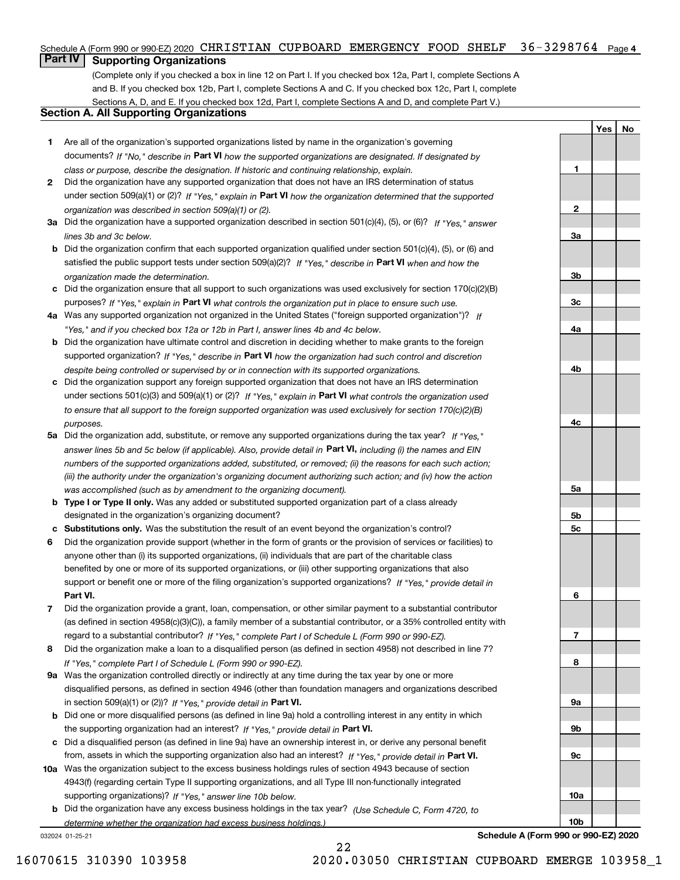Schedule A (Form 990 or 990-EZ) 2020 CHRISTIAN CUPBOARD EMERGENCY FOOD SHELF 36-3298764 Page 4

## Part IV Supporting Organizations

(Complete only if you checked a box in line 12 on Part I. If you checked box 12a, Part I, complete Sections A and B. If you checked box 12b, Part I, complete Sections A and C. If you checked box 12c, Part I, complete Sections A, D, and E. If you checked box 12d, Part I, complete Sections A and D, and complete Part V.)

### Section A. All Supporting Organizations

| | | Line | Yes | No |
|---|---|---|---|---|
| 1 | Are all of the organization's supported organizations listed by name in the organization's governing documents? *If "No," describe in* **Part VI** *how the supported organizations are designated. If designated by class or purpose, describe the designation. If historic and continuing relationship, explain.* | 1 | | |
| 2 | Did the organization have any supported organization that does not have an IRS determination of status under section 509(a)(1) or (2)? *If "Yes," explain in* **Part VI** *how the organization determined that the supported organization was described in section 509(a)(1) or (2).* | 2 | | |
| 3a | Did the organization have a supported organization described in section 501(c)(4), (5), or (6)? *If "Yes," answer lines 3b and 3c below.* | 3a | | |
| b | Did the organization confirm that each supported organization qualified under section 501(c)(4), (5), or (6) and satisfied the public support tests under section 509(a)(2)? *If "Yes," describe in* **Part VI** *when and how the organization made the determination.* | 3b | | |
| c | Did the organization ensure that all support to such organizations was used exclusively for section 170(c)(2)(B) purposes? *If "Yes," explain in* **Part VI** *what controls the organization put in place to ensure such use.* | 3c | | |
| 4a | Was any supported organization not organized in the United States ("foreign supported organization")? *If "Yes," and if you checked box 12a or 12b in Part I, answer lines 4b and 4c below.* | 4a | | |
| b | Did the organization have ultimate control and discretion in deciding whether to make grants to the foreign supported organization? *If "Yes," describe in* **Part VI** *how the organization had such control and discretion despite being controlled or supervised by or in connection with its supported organizations.* | 4b | | |
| c | Did the organization support any foreign supported organization that does not have an IRS determination under sections 501(c)(3) and 509(a)(1) or (2)? *If "Yes," explain in* **Part VI** *what controls the organization used to ensure that all support to the foreign supported organization was used exclusively for section 170(c)(2)(B) purposes.* | 4c | | |
| 5a | Did the organization add, substitute, or remove any supported organizations during the tax year? *If "Yes," answer lines 5b and 5c below (if applicable). Also, provide detail in* **Part VI,** *including (i) the names and EIN numbers of the supported organizations added, substituted, or removed; (ii) the reasons for each such action; (iii) the authority under the organization's organizing document authorizing such action; and (iv) how the action was accomplished (such as by amendment to the organizing document).* | 5a | | |
| b | **Type I or Type II only.** Was any added or substituted supported organization part of a class already designated in the organization's organizing document? | 5b | | |
| c | **Substitutions only.** Was the substitution the result of an event beyond the organization's control? | 5c | | |
| 6 | Did the organization provide support (whether in the form of grants or the provision of services or facilities) to anyone other than (i) its supported organizations, (ii) individuals that are part of the charitable class benefited by one or more of its supported organizations, or (iii) other supporting organizations that also support or benefit one or more of the filing organization's supported organizations? *If "Yes," provide detail in* **Part VI.** | 6 | | |
| 7 | Did the organization provide a grant, loan, compensation, or other similar payment to a substantial contributor (as defined in section 4958(c)(3)(C)), a family member of a substantial contributor, or a 35% controlled entity with regard to a substantial contributor? *If "Yes," complete Part I of Schedule L (Form 990 or 990-EZ).* | 7 | | |
| 8 | Did the organization make a loan to a disqualified person (as defined in section 4958) not described in line 7? *If "Yes," complete Part I of Schedule L (Form 990 or 990-EZ).* | 8 | | |
| 9a | Was the organization controlled directly or indirectly at any time during the tax year by one or more disqualified persons, as defined in section 4946 (other than foundation managers and organizations described in section 509(a)(1) or (2))? *If "Yes," provide detail in* **Part VI.** | 9a | | |
| b | Did one or more disqualified persons (as defined in line 9a) hold a controlling interest in any entity in which the supporting organization had an interest? *If "Yes," provide detail in* **Part VI.** | 9b | | |
| c | Did a disqualified person (as defined in line 9a) have an ownership interest in, or derive any personal benefit from, assets in which the supporting organization also had an interest? *If "Yes," provide detail in* **Part VI.** | 9c | | |
| 10a | Was the organization subject to the excess business holdings rules of section 4943 because of section 4943(f) (regarding certain Type II supporting organizations, and all Type III non-functionally integrated supporting organizations)? *If "Yes," answer line 10b below.* | 10a | | |
| b | Did the organization have any excess business holdings in the tax year? *(Use Schedule C, Form 4720, to determine whether the organization had excess business holdings.)* | 10b | | |

032024 01-25-21 **Schedule A (Form 990 or 990-EZ) 2020**

16070615 310390 103958 2020.03050 CHRISTIAN CUPBOARD EMERGE 103958_1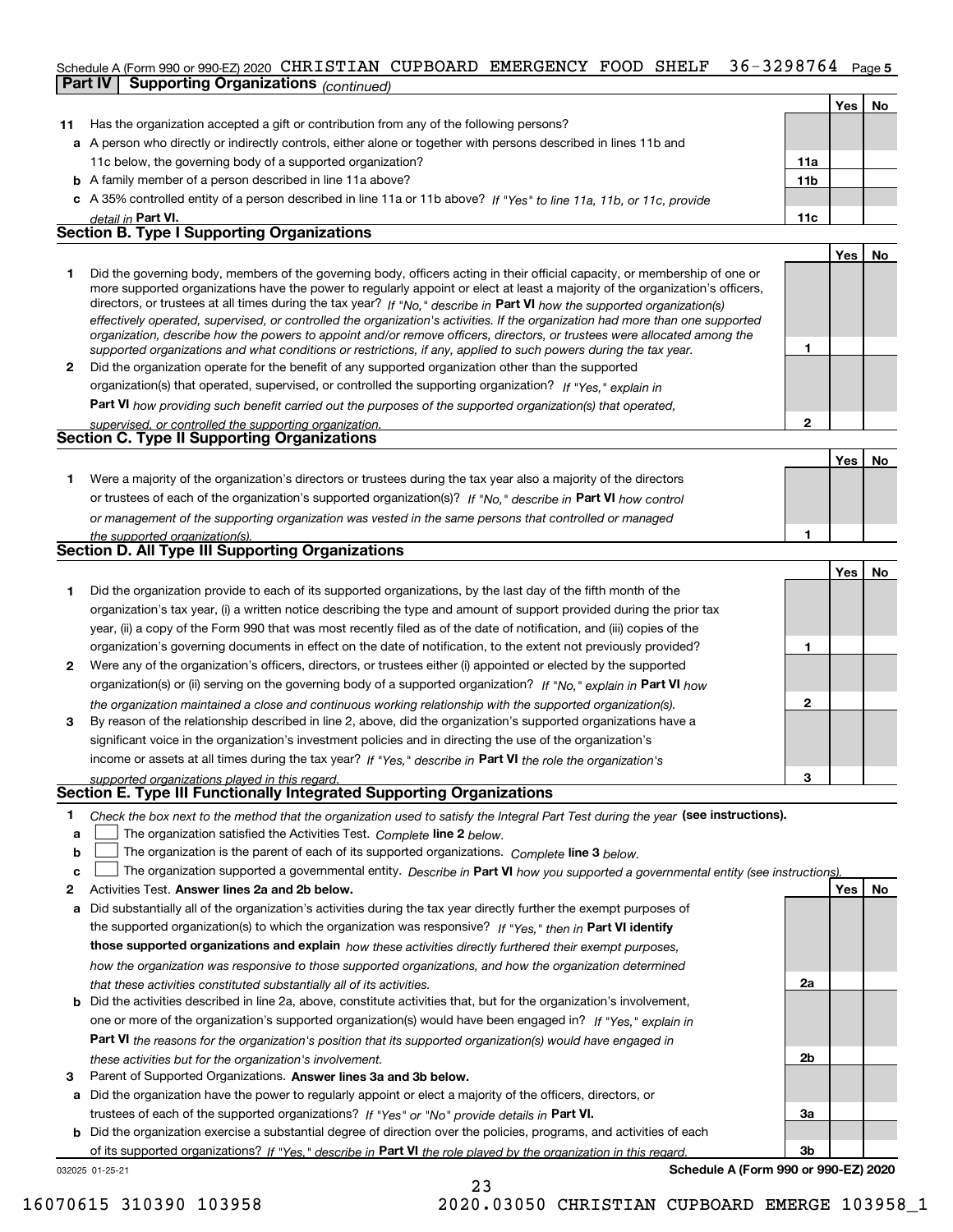Schedule A (Form 990 or 990-EZ) 2020 CHRISTIAN CUPBOARD EMERGENCY FOOD SHELF 36-3298764 Page 5

## Part IV Supporting Organizations *(continued)*

| | | | Yes | No |
|---|---|---|---|---|
| **11** | Has the organization accepted a gift or contribution from any of the following persons? | | | |
| **a** | A person who directly or indirectly controls, either alone or together with persons described in lines 11b and 11c below, the governing body of a supported organization? | 11a | | |
| **b** | A family member of a person described in line 11a above? | 11b | | |
| **c** | A 35% controlled entity of a person described in line 11a or 11b above? *If "Yes" to line 11a, 11b, or 11c, provide detail in* **Part VI.** | 11c | | |

### Section B. Type I Supporting Organizations

| | | | Yes | No |
|---|---|---|---|---|
| **1** | Did the governing body, members of the governing body, officers acting in their official capacity, or membership of one or more supported organizations have the power to regularly appoint or elect at least a majority of the organization's officers, directors, or trustees at all times during the tax year? *If "No," describe in* **Part VI** *how the supported organization(s) effectively operated, supervised, or controlled the organization's activities. If the organization had more than one supported organization, describe how the powers to appoint and/or remove officers, directors, or trustees were allocated among the supported organizations and what conditions or restrictions, if any, applied to such powers during the tax year.* | 1 | | |
| **2** | Did the organization operate for the benefit of any supported organization other than the supported organization(s) that operated, supervised, or controlled the supporting organization? *If "Yes," explain in* **Part VI** *how providing such benefit carried out the purposes of the supported organization(s) that operated, supervised, or controlled the supporting organization.* | 2 | | |

### Section C. Type II Supporting Organizations

| | | | Yes | No |
|---|---|---|---|---|
| **1** | Were a majority of the organization's directors or trustees during the tax year also a majority of the directors or trustees of each of the organization's supported organization(s)? *If "No," describe in* **Part VI** *how control or management of the supporting organization was vested in the same persons that controlled or managed the supported organization(s).* | 1 | | |

### Section D. All Type III Supporting Organizations

| | | | Yes | No |
|---|---|---|---|---|
| **1** | Did the organization provide to each of its supported organizations, by the last day of the fifth month of the organization's tax year, (i) a written notice describing the type and amount of support provided during the prior tax year, (ii) a copy of the Form 990 that was most recently filed as of the date of notification, and (iii) copies of the organization's governing documents in effect on the date of notification, to the extent not previously provided? | 1 | | |
| **2** | Were any of the organization's officers, directors, or trustees either (i) appointed or elected by the supported organization(s) or (ii) serving on the governing body of a supported organization? *If "No," explain in* **Part VI** *how the organization maintained a close and continuous working relationship with the supported organization(s).* | 2 | | |
| **3** | By reason of the relationship described in line 2, above, did the organization's supported organizations have a significant voice in the organization's investment policies and in directing the use of the organization's income or assets at all times during the tax year? *If "Yes," describe in* **Part VI** *the role the organization's supported organizations played in this regard.* | 3 | | |

### Section E. Type III Functionally Integrated Supporting Organizations

**1** *Check the box next to the method that the organization used to satisfy the Integral Part Test during the year* **(see instructions).**

- **a** ☐ The organization satisfied the Activities Test. *Complete* **line 2** *below.*
- **b** ☐ The organization is the parent of each of its supported organizations. *Complete* **line 3** *below.*
- **c** ☐ The organization supported a governmental entity. *Describe in* **Part VI** *how you supported a governmental entity (see instructions).*

| | | | Yes | No |
|---|---|---|---|---|
| **2** | Activities Test. **Answer lines 2a and 2b below.** | | | |
| **a** | Did substantially all of the organization's activities during the tax year directly further the exempt purposes of the supported organization(s) to which the organization was responsive? *If "Yes," then in* **Part VI identify those supported organizations and explain** *how these activities directly furthered their exempt purposes, how the organization was responsive to those supported organizations, and how the organization determined that these activities constituted substantially all of its activities.* | 2a | | |
| **b** | Did the activities described in line 2a, above, constitute activities that, but for the organization's involvement, one or more of the organization's supported organization(s) would have been engaged in? *If "Yes," explain in* **Part VI** *the reasons for the organization's position that its supported organization(s) would have engaged in these activities but for the organization's involvement.* | 2b | | |
| **3** | Parent of Supported Organizations. **Answer lines 3a and 3b below.** | | | |
| **a** | Did the organization have the power to regularly appoint or elect a majority of the officers, directors, or trustees of each of the supported organizations? *If "Yes" or "No" provide details in* **Part VI.** | 3a | | |
| **b** | Did the organization exercise a substantial degree of direction over the policies, programs, and activities of each of its supported organizations? *If "Yes," describe in* **Part VI** *the role played by the organization in this regard.* | 3b | | |

032025 01-25-21 **Schedule A (Form 990 or 990-EZ) 2020**

16070615 310390 103958 2020.03050 CHRISTIAN CUPBOARD EMERGE 103958_1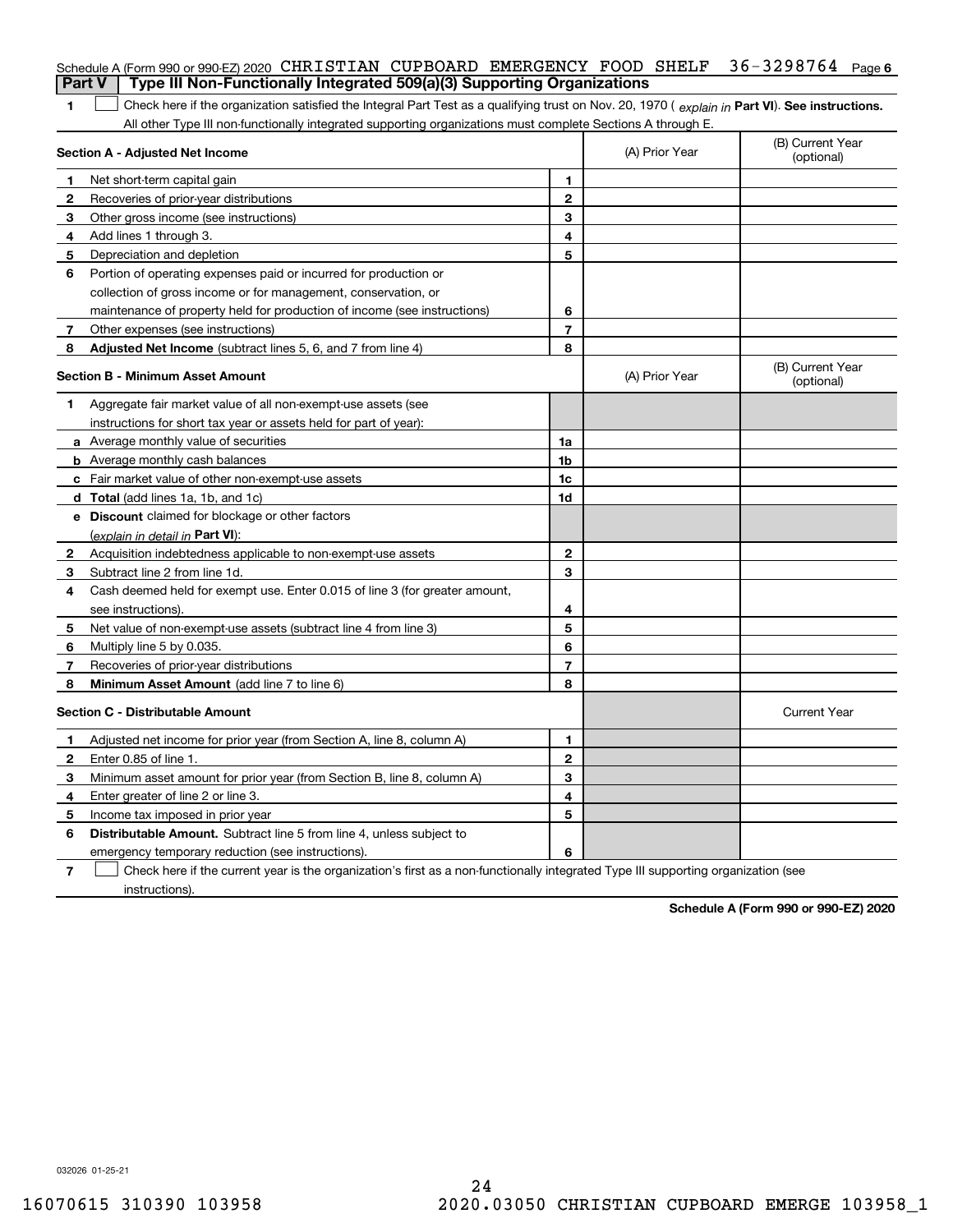Schedule A (Form 990 or 990-EZ) 2020 CHRISTIAN CUPBOARD EMERGENCY FOOD SHELF 36-3298764 Page 6

## Part V | Type III Non-Functionally Integrated 509(a)(3) Supporting Organizations

1 ☐ Check here if the organization satisfied the Integral Part Test as a qualifying trust on Nov. 20, 1970 ( *explain in* **Part VI**). **See instructions.** All other Type III non-functionally integrated supporting organizations must complete Sections A through E.

| **Section A - Adjusted Net Income** | | (A) Prior Year | (B) Current Year (optional) |
|---|---|---|---|
| **1** Net short-term capital gain | **1** | | |
| **2** Recoveries of prior-year distributions | **2** | | |
| **3** Other gross income (see instructions) | **3** | | |
| **4** Add lines 1 through 3. | **4** | | |
| **5** Depreciation and depletion | **5** | | |
| **6** Portion of operating expenses paid or incurred for production or collection of gross income or for management, conservation, or maintenance of property held for production of income (see instructions) | **6** | | |
| **7** Other expenses (see instructions) | **7** | | |
| **8** **Adjusted Net Income** (subtract lines 5, 6, and 7 from line 4) | **8** | | |

| **Section B - Minimum Asset Amount** | | (A) Prior Year | (B) Current Year (optional) |
|---|---|---|---|
| **1** Aggregate fair market value of all non-exempt-use assets (see instructions for short tax year or assets held for part of year): | | | |
| **a** Average monthly value of securities | **1a** | | |
| **b** Average monthly cash balances | **1b** | | |
| **c** Fair market value of other non-exempt-use assets | **1c** | | |
| **d** **Total** (add lines 1a, 1b, and 1c) | **1d** | | |
| **e** **Discount** claimed for blockage or other factors (*explain in detail in* **Part VI**): | | | |
| **2** Acquisition indebtedness applicable to non-exempt-use assets | **2** | | |
| **3** Subtract line 2 from line 1d. | **3** | | |
| **4** Cash deemed held for exempt use. Enter 0.015 of line 3 (for greater amount, see instructions). | **4** | | |
| **5** Net value of non-exempt-use assets (subtract line 4 from line 3) | **5** | | |
| **6** Multiply line 5 by 0.035. | **6** | | |
| **7** Recoveries of prior-year distributions | **7** | | |
| **8** **Minimum Asset Amount** (add line 7 to line 6) | **8** | | |

| **Section C - Distributable Amount** | | | Current Year |
|---|---|---|---|
| **1** Adjusted net income for prior year (from Section A, line 8, column A) | **1** | | |
| **2** Enter 0.85 of line 1. | **2** | | |
| **3** Minimum asset amount for prior year (from Section B, line 8, column A) | **3** | | |
| **4** Enter greater of line 2 or line 3. | **4** | | |
| **5** Income tax imposed in prior year | **5** | | |
| **6** **Distributable Amount.** Subtract line 5 from line 4, unless subject to emergency temporary reduction (see instructions). | **6** | | |

7 ☐ Check here if the current year is the organization's first as a non-functionally integrated Type III supporting organization (see instructions).

**Schedule A (Form 990 or 990-EZ) 2020**

032026 01-25-21

16070615 310390 103958 2020.03050 CHRISTIAN CUPBOARD EMERGE 103958_1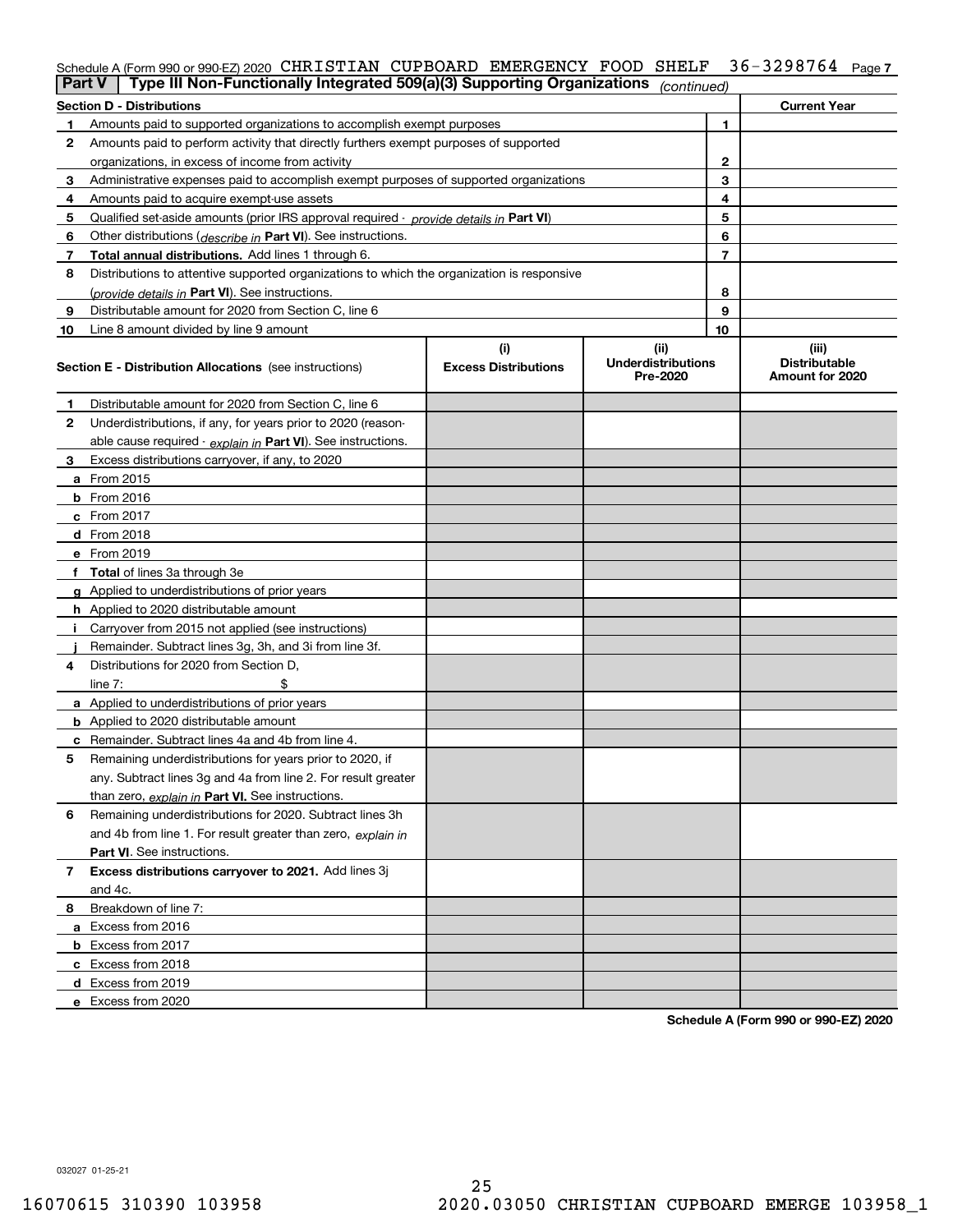Schedule A (Form 990 or 990-EZ) 2020 CHRISTIAN CUPBOARD EMERGENCY FOOD SHELF 36-3298764 Page 7

**Part V | Type III Non-Functionally Integrated 509(a)(3) Supporting Organizations** *(continued)*

| **Section D - Distributions** | | | **Current Year** |
|---|---|---|---|
| **1** | Amounts paid to supported organizations to accomplish exempt purposes | 1 | |
| **2** | Amounts paid to perform activity that directly furthers exempt purposes of supported organizations, in excess of income from activity | 2 | |
| **3** | Administrative expenses paid to accomplish exempt purposes of supported organizations | 3 | |
| **4** | Amounts paid to acquire exempt-use assets | 4 | |
| **5** | Qualified set-aside amounts (prior IRS approval required - *provide details in* **Part VI**) | 5 | |
| **6** | Other distributions (*describe in* **Part VI**). See instructions. | 6 | |
| **7** | **Total annual distributions.** Add lines 1 through 6. | 7 | |
| **8** | Distributions to attentive supported organizations to which the organization is responsive (*provide details in* **Part VI**). See instructions. | 8 | |
| **9** | Distributable amount for 2020 from Section C, line 6 | 9 | |
| **10** | Line 8 amount divided by line 9 amount | 10 | |

| **Section E - Distribution Allocations** (see instructions) | **(i)** Excess Distributions | **(ii)** Underdistributions Pre-2020 | **(iii)** Distributable Amount for 2020 |
|---|---|---|---|
| **1** Distributable amount for 2020 from Section C, line 6 | | | |
| **2** Underdistributions, if any, for years prior to 2020 (reasonable cause required - *explain in* **Part VI**). See instructions. | | | |
| **3** Excess distributions carryover, if any, to 2020 | | | |
| **a** From 2015 | | | |
| **b** From 2016 | | | |
| **c** From 2017 | | | |
| **d** From 2018 | | | |
| **e** From 2019 | | | |
| **f Total** of lines 3a through 3e | | | |
| **g** Applied to underdistributions of prior years | | | |
| **h** Applied to 2020 distributable amount | | | |
| **i** Carryover from 2015 not applied (see instructions) | | | |
| **j** Remainder. Subtract lines 3g, 3h, and 3i from line 3f. | | | |
| **4** Distributions for 2020 from Section D, line 7: $ | | | |
| **a** Applied to underdistributions of prior years | | | |
| **b** Applied to 2020 distributable amount | | | |
| **c** Remainder. Subtract lines 4a and 4b from line 4. | | | |
| **5** Remaining underdistributions for years prior to 2020, if any. Subtract lines 3g and 4a from line 2. For result greater than zero, *explain in* **Part VI.** See instructions. | | | |
| **6** Remaining underdistributions for 2020. Subtract lines 3h and 4b from line 1. For result greater than zero, *explain in* **Part VI**. See instructions. | | | |
| **7 Excess distributions carryover to 2021.** Add lines 3j and 4c. | | | |
| **8** Breakdown of line 7: | | | |
| **a** Excess from 2016 | | | |
| **b** Excess from 2017 | | | |
| **c** Excess from 2018 | | | |
| **d** Excess from 2019 | | | |
| **e** Excess from 2020 | | | |

**Schedule A (Form 990 or 990-EZ) 2020**

032027 01-25-21

16070615 310390 103958 2020.03050 CHRISTIAN CUPBOARD EMERGE 103958_1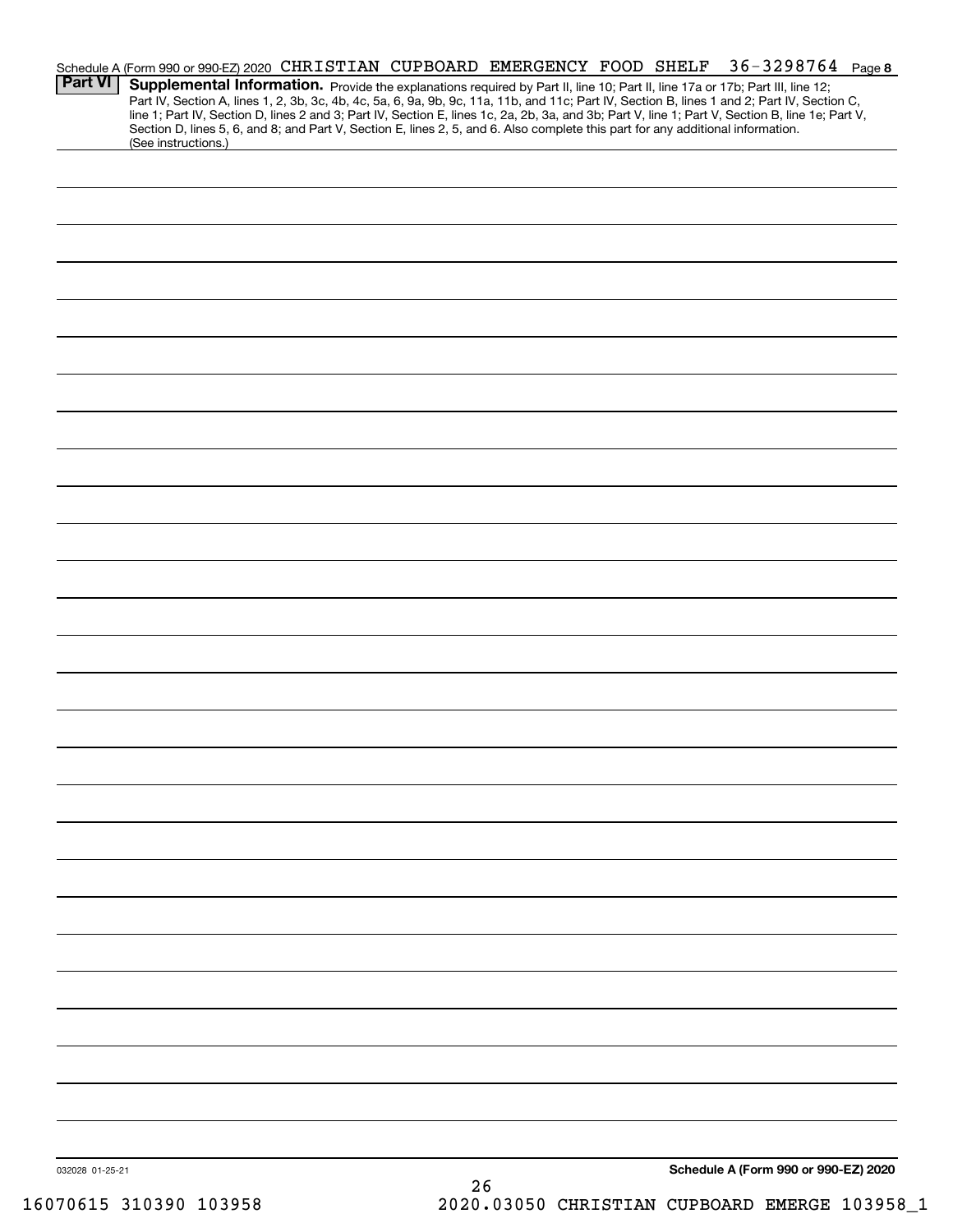Schedule A (Form 990 or 990-EZ) 2020 CHRISTIAN CUPBOARD EMERGENCY FOOD SHELF 36-3298764 Page **8**

**Part VI** **Supplemental Information.** Provide the explanations required by Part II, line 10; Part II, line 17a or 17b; Part III, line 12; Part IV, Section A, lines 1, 2, 3b, 3c, 4b, 4c, 5a, 6, 9a, 9b, 9c, 11a, 11b, and 11c; Part IV, Section B, lines 1 and 2; Part IV, Section C, line 1; Part IV, Section D, lines 2 and 3; Part IV, Section E, lines 1c, 2a, 2b, 3a, and 3b; Part V, line 1; Part V, Section B, line 1e; Part V, Section D, lines 5, 6, and 8; and Part V, Section E, lines 2, 5, and 6. Also complete this part for any additional information. (See instructions.)

032028 01-25-21

**Schedule A (Form 990 or 990-EZ) 2020**

16070615 310390 103958 2020.03050 CHRISTIAN CUPBOARD EMERGE 103958_1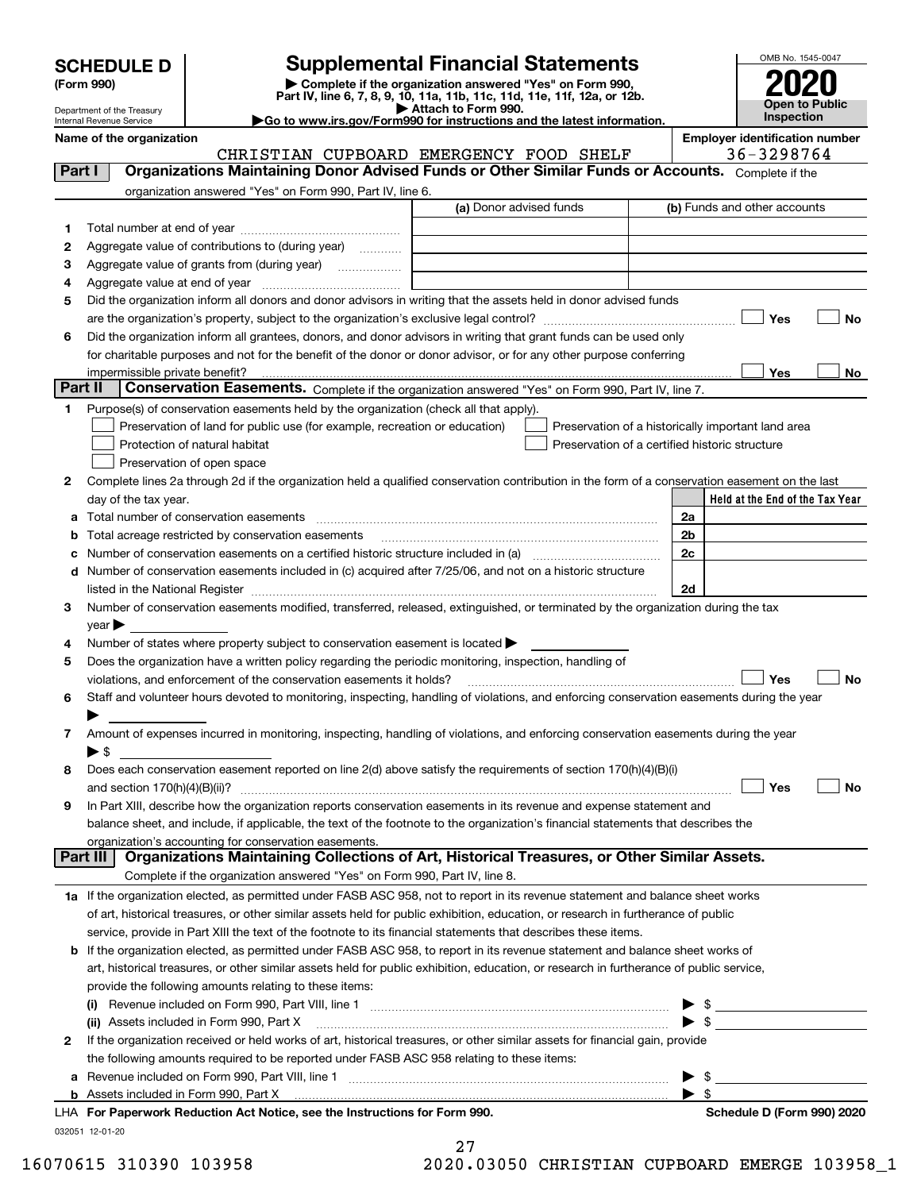# SCHEDULE D (Form 990)

Department of the Treasury
Internal Revenue Service

## Supplemental Financial Statements

▶ Complete if the organization answered "Yes" on Form 990, Part IV, line 6, 7, 8, 9, 10, 11a, 11b, 11c, 11d, 11e, 11f, 12a, or 12b.
▶ Attach to Form 990.
▶ Go to www.irs.gov/Form990 for instructions and the latest information.

OMB No. 1545-0047
2020
Open to Public Inspection

**Name of the organization:** CHRISTIAN CUPBOARD EMERGENCY FOOD SHELF
**Employer identification number:** 36-3298764

## Part I Organizations Maintaining Donor Advised Funds or Other Similar Funds or Accounts.
Complete if the organization answered "Yes" on Form 990, Part IV, line 6.

| | | (a) Donor advised funds | (b) Funds and other accounts |
|---|---|---|---|
| 1 | Total number at end of year | | |
| 2 | Aggregate value of contributions to (during year) | | |
| 3 | Aggregate value of grants from (during year) | | |
| 4 | Aggregate value at end of year | | |

5. Did the organization inform all donors and donor advisors in writing that the assets held in donor advised funds are the organization's property, subject to the organization's exclusive legal control? ☐ Yes ☐ No
6. Did the organization inform all grantees, donors, and donor advisors in writing that grant funds can be used only for charitable purposes and not for the benefit of the donor or donor advisor, or for any other purpose conferring impermissible private benefit? ☐ Yes ☐ No

## Part II Conservation Easements.
Complete if the organization answered "Yes" on Form 990, Part IV, line 7.

1. Purpose(s) of conservation easements held by the organization (check all that apply).
   - ☐ Preservation of land for public use (for example, recreation or education)
   - ☐ Protection of natural habitat
   - ☐ Preservation of open space
   - ☐ Preservation of a historically important land area
   - ☐ Preservation of a certified historic structure
2. Complete lines 2a through 2d if the organization held a qualified conservation contribution in the form of a conservation easement on the last day of the tax year.

| | | | Held at the End of the Tax Year |
|---|---|---|---|
| a | Total number of conservation easements | 2a | |
| b | Total acreage restricted by conservation easements | 2b | |
| c | Number of conservation easements on a certified historic structure included in (a) | 2c | |
| d | Number of conservation easements included in (c) acquired after 7/25/06, and not on a historic structure listed in the National Register | 2d | |

3. Number of conservation easements modified, transferred, released, extinguished, or terminated by the organization during the tax year ▶
4. Number of states where property subject to conservation easement is located ▶
5. Does the organization have a written policy regarding the periodic monitoring, inspection, handling of violations, and enforcement of the conservation easements it holds? ☐ Yes ☐ No
6. Staff and volunteer hours devoted to monitoring, inspecting, handling of violations, and enforcing conservation easements during the year ▶
7. Amount of expenses incurred in monitoring, inspecting, handling of violations, and enforcing conservation easements during the year ▶ $
8. Does each conservation easement reported on line 2(d) above satisfy the requirements of section 170(h)(4)(B)(i) and section 170(h)(4)(B)(ii)? ☐ Yes ☐ No
9. In Part XIII, describe how the organization reports conservation easements in its revenue and expense statement and balance sheet, and include, if applicable, the text of the footnote to the organization's financial statements that describes the organization's accounting for conservation easements.

## Part III Organizations Maintaining Collections of Art, Historical Treasures, or Other Similar Assets.
Complete if the organization answered "Yes" on Form 990, Part IV, line 8.

1a. If the organization elected, as permitted under FASB ASC 958, not to report in its revenue statement and balance sheet works of art, historical treasures, or other similar assets held for public exhibition, education, or research in furtherance of public service, provide in Part XIII the text of the footnote to its financial statements that describes these items.

b. If the organization elected, as permitted under FASB ASC 958, to report in its revenue statement and balance sheet works of art, historical treasures, or other similar assets held for public exhibition, education, or research in furtherance of public service, provide the following amounts relating to these items:
   - (i) Revenue included on Form 990, Part VIII, line 1 ▶ $
   - (ii) Assets included in Form 990, Part X ▶ $

2. If the organization received or held works of art, historical treasures, or other similar assets for financial gain, provide the following amounts required to be reported under FASB ASC 958 relating to these items:
   - a. Revenue included on Form 990, Part VIII, line 1 ▶ $
   - b. Assets included in Form 990, Part X ▶ $

LHA For Paperwork Reduction Act Notice, see the Instructions for Form 990. Schedule D (Form 990) 2020

032051 12-01-20

16070615 310390 103958 2020.03050 CHRISTIAN CUPBOARD EMERGE 103958_1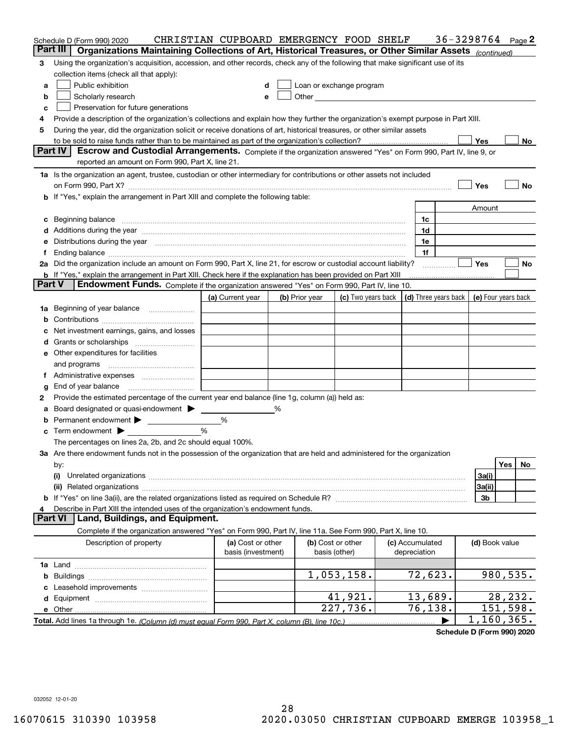Schedule D (Form 990) 2020 CHRISTIAN CUPBOARD EMERGENCY FOOD SHELF 36-3298764 Page 2

## Part III Organizations Maintaining Collections of Art, Historical Treasures, or Other Similar Assets (continued)

3 Using the organization's acquisition, accession, and other records, check any of the following that make significant use of its collection items (check all that apply):

- a ☐ Public exhibition
- b ☐ Scholarly research
- c ☐ Preservation for future generations
- d ☐ Loan or exchange program
- e ☐ Other

4 Provide a description of the organization's collections and explain how they further the organization's exempt purpose in Part XIII.

5 During the year, did the organization solicit or receive donations of art, historical treasures, or other similar assets to be sold to raise funds rather than to be maintained as part of the organization's collection? ☐ Yes ☐ No

## Part IV Escrow and Custodial Arrangements.

Complete if the organization answered "Yes" on Form 990, Part IV, line 9, or reported an amount on Form 990, Part X, line 21.

1a Is the organization an agent, trustee, custodian or other intermediary for contributions or other assets not included on Form 990, Part X? ☐ Yes ☐ No

b If "Yes," explain the arrangement in Part XIII and complete the following table:

| | | Amount |
|---|---|---|
| c Beginning balance | 1c | |
| d Additions during the year | 1d | |
| e Distributions during the year | 1e | |
| f Ending balance | 1f | |

2a Did the organization include an amount on Form 990, Part X, line 21, for escrow or custodial account liability? ☐ Yes ☐ No

b If "Yes," explain the arrangement in Part XIII. Check here if the explanation has been provided on Part XIII ☐

## Part V Endowment Funds.

Complete if the organization answered "Yes" on Form 990, Part IV, line 10.

| | (a) Current year | (b) Prior year | (c) Two years back | (d) Three years back | (e) Four years back |
|---|---|---|---|---|---|
| 1a Beginning of year balance | | | | | |
| b Contributions | | | | | |
| c Net investment earnings, gains, and losses | | | | | |
| d Grants or scholarships | | | | | |
| e Other expenditures for facilities and programs | | | | | |
| f Administrative expenses | | | | | |
| g End of year balance | | | | | |

2 Provide the estimated percentage of the current year end balance (line 1g, column (a)) held as:

- a Board designated or quasi-endowment ▶ %
- b Permanent endowment ▶ %
- c Term endowment ▶ %

The percentages on lines 2a, 2b, and 2c should equal 100%.

3a Are there endowment funds not in the possession of the organization that are held and administered for the organization by:

| | | Yes | No |
|---|---|---|---|
| (i) Unrelated organizations | 3a(i) | | |
| (ii) Related organizations | 3a(ii) | | |
| b If "Yes" on line 3a(ii), are the related organizations listed as required on Schedule R? | 3b | | |

4 Describe in Part XIII the intended uses of the organization's endowment funds.

## Part VI Land, Buildings, and Equipment.

Complete if the organization answered "Yes" on Form 990, Part IV, line 11a. See Form 990, Part X, line 10.

| Description of property | (a) Cost or other basis (investment) | (b) Cost or other basis (other) | (c) Accumulated depreciation | (d) Book value |
|---|---|---|---|---|
| 1a Land | | | | |
| b Buildings | | 1,053,158. | 72,623. | 980,535. |
| c Leasehold improvements | | | | |
| d Equipment | | 41,921. | 13,689. | 28,232. |
| e Other | | 227,736. | 76,138. | 151,598. |
| Total. Add lines 1a through 1e. (Column (d) must equal Form 990, Part X, column (B), line 10c.) | | | ▶ | 1,160,365. |

Schedule D (Form 990) 2020

032052 12-01-20

16070615 310390 103958 2020.03050 CHRISTIAN CUPBOARD EMERGE 103958_1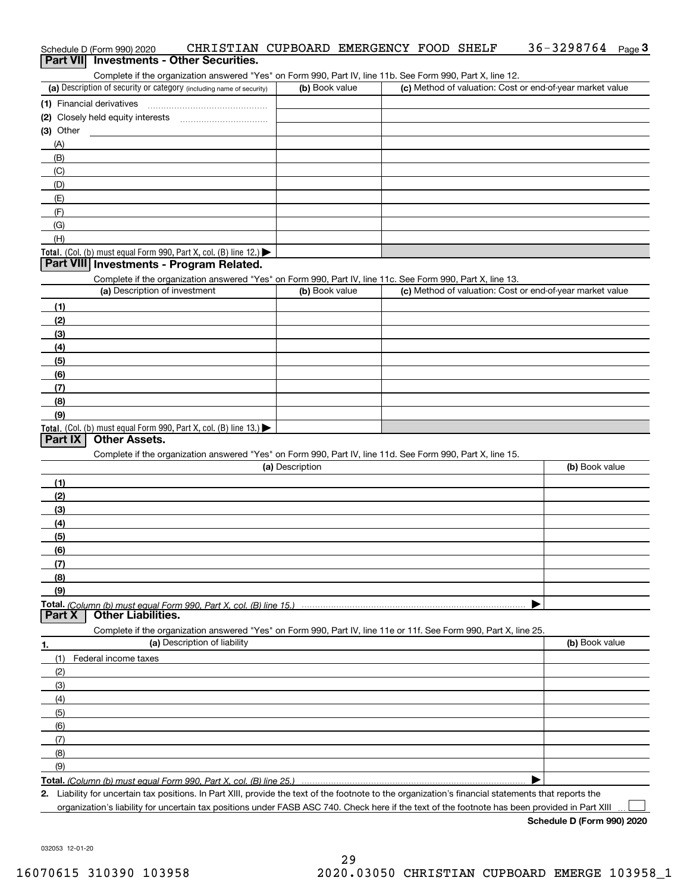Schedule D (Form 990) 2020 CHRISTIAN CUPBOARD EMERGENCY FOOD SHELF 36-3298764 Page 3

## Part VII Investments - Other Securities.

Complete if the organization answered "Yes" on Form 990, Part IV, line 11b. See Form 990, Part X, line 12.

| (a) Description of security or category (including name of security) | (b) Book value | (c) Method of valuation: Cost or end-of-year market value |
|---|---|---|
| (1) Financial derivatives | | |
| (2) Closely held equity interests | | |
| (3) Other | | |
| (A) | | |
| (B) | | |
| (C) | | |
| (D) | | |
| (E) | | |
| (F) | | |
| (G) | | |
| (H) | | |
| **Total.** (Col. (b) must equal Form 990, Part X, col. (B) line 12.) ▶ | | |

## Part VIII Investments - Program Related.

Complete if the organization answered "Yes" on Form 990, Part IV, line 11c. See Form 990, Part X, line 13.

| (a) Description of investment | (b) Book value | (c) Method of valuation: Cost or end-of-year market value |
|---|---|---|
| (1) | | |
| (2) | | |
| (3) | | |
| (4) | | |
| (5) | | |
| (6) | | |
| (7) | | |
| (8) | | |
| (9) | | |
| **Total.** (Col. (b) must equal Form 990, Part X, col. (B) line 13.) ▶ | | |

## Part IX Other Assets.

Complete if the organization answered "Yes" on Form 990, Part IV, line 11d. See Form 990, Part X, line 15.

| (a) Description | (b) Book value |
|---|---|
| (1) | |
| (2) | |
| (3) | |
| (4) | |
| (5) | |
| (6) | |
| (7) | |
| (8) | |
| (9) | |
| **Total.** *(Column (b) must equal Form 990, Part X, col. (B) line 15.)* ▶ | |

## Part X Other Liabilities.

Complete if the organization answered "Yes" on Form 990, Part IV, line 11e or 11f. See Form 990, Part X, line 25.

| 1. (a) Description of liability | (b) Book value |
|---|---|
| (1) Federal income taxes | |
| (2) | |
| (3) | |
| (4) | |
| (5) | |
| (6) | |
| (7) | |
| (8) | |
| (9) | |
| **Total.** *(Column (b) must equal Form 990, Part X, col. (B) line 25.)* ▶ | |

**2.** Liability for uncertain tax positions. In Part XIII, provide the text of the footnote to the organization's financial statements that reports the organization's liability for uncertain tax positions under FASB ASC 740. Check here if the text of the footnote has been provided in Part XIII ☐

**Schedule D (Form 990) 2020**

032053 12-01-20

16070615 310390 103958 2020.03050 CHRISTIAN CUPBOARD EMERGE 103958_1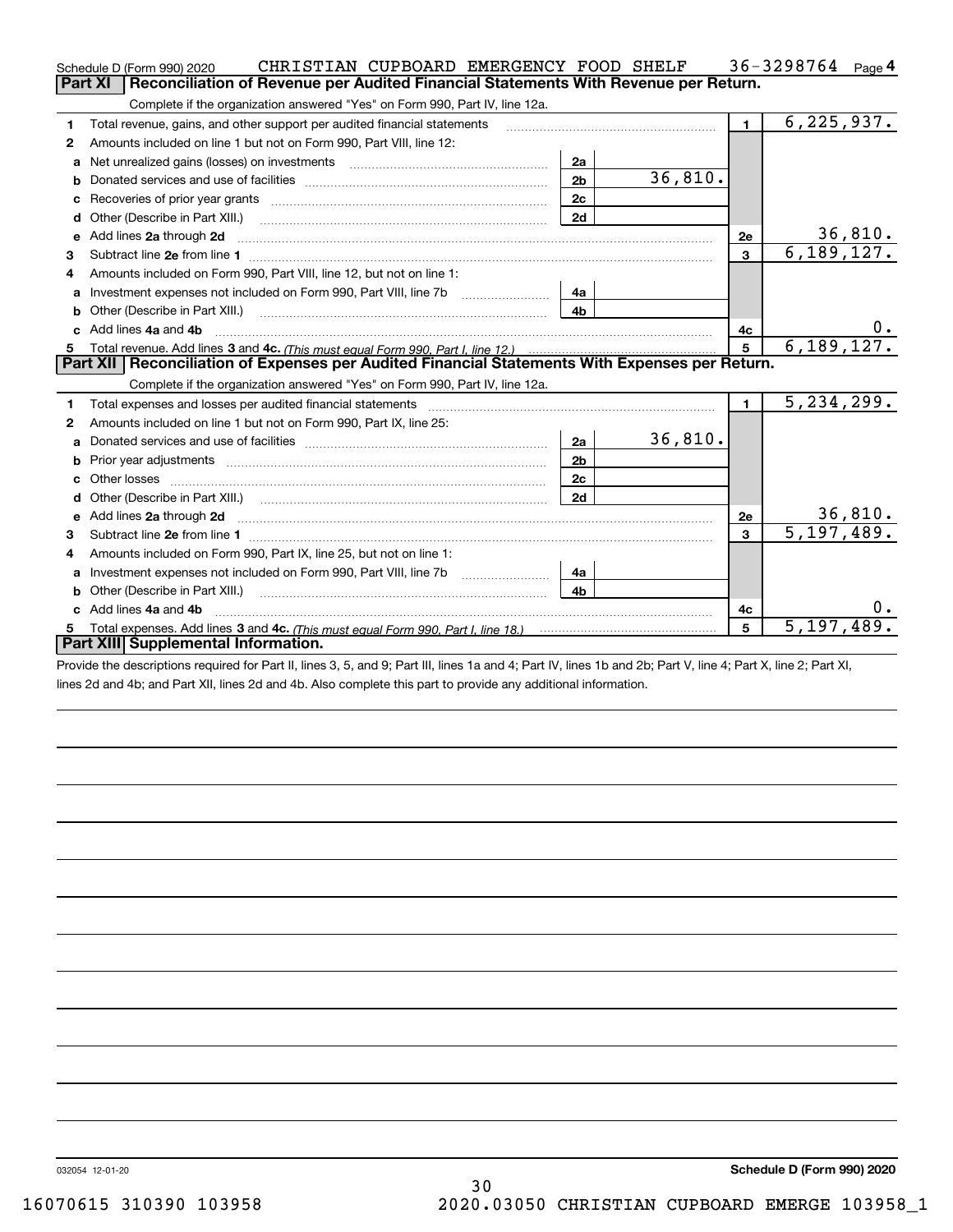Schedule D (Form 990) 2020 CHRISTIAN CUPBOARD EMERGENCY FOOD SHELF 36-3298764 Page 4

## Part XI Reconciliation of Revenue per Audited Financial Statements With Revenue per Return.

Complete if the organization answered "Yes" on Form 990, Part IV, line 12a.

| | | | | | |
|---|---|---|---|---|---|
| 1 | Total revenue, gains, and other support per audited financial statements | | | 1 | 6,225,937. |
| 2 | Amounts included on line 1 but not on Form 990, Part VIII, line 12: | | | | |
| a | Net unrealized gains (losses) on investments | 2a | | | |
| b | Donated services and use of facilities | 2b | 36,810. | | |
| c | Recoveries of prior year grants | 2c | | | |
| d | Other (Describe in Part XIII.) | 2d | | | |
| e | Add lines 2a through 2d | | | 2e | 36,810. |
| 3 | Subtract line 2e from line 1 | | | 3 | 6,189,127. |
| 4 | Amounts included on Form 990, Part VIII, line 12, but not on line 1: | | | | |
| a | Investment expenses not included on Form 990, Part VIII, line 7b | 4a | | | |
| b | Other (Describe in Part XIII.) | 4b | | | |
| c | Add lines 4a and 4b | | | 4c | 0. |
| 5 | Total revenue. Add lines 3 and 4c. *(This must equal Form 990, Part I, line 12.)* | | | 5 | 6,189,127. |

## Part XII Reconciliation of Expenses per Audited Financial Statements With Expenses per Return.

Complete if the organization answered "Yes" on Form 990, Part IV, line 12a.

| | | | | | |
|---|---|---|---|---|---|
| 1 | Total expenses and losses per audited financial statements | | | 1 | 5,234,299. |
| 2 | Amounts included on line 1 but not on Form 990, Part IX, line 25: | | | | |
| a | Donated services and use of facilities | 2a | 36,810. | | |
| b | Prior year adjustments | 2b | | | |
| c | Other losses | 2c | | | |
| d | Other (Describe in Part XIII.) | 2d | | | |
| e | Add lines 2a through 2d | | | 2e | 36,810. |
| 3 | Subtract line 2e from line 1 | | | 3 | 5,197,489. |
| 4 | Amounts included on Form 990, Part IX, line 25, but not on line 1: | | | | |
| a | Investment expenses not included on Form 990, Part VIII, line 7b | 4a | | | |
| b | Other (Describe in Part XIII.) | 4b | | | |
| c | Add lines 4a and 4b | | | 4c | 0. |
| 5 | Total expenses. Add lines 3 and 4c. *(This must equal Form 990, Part I, line 18.)* | | | 5 | 5,197,489. |

## Part XIII Supplemental Information.

Provide the descriptions required for Part II, lines 3, 5, and 9; Part III, lines 1a and 4; Part IV, lines 1b and 2b; Part V, line 4; Part X, line 2; Part XI, lines 2d and 4b; and Part XII, lines 2d and 4b. Also complete this part to provide any additional information.

032054 12-01-20

**Schedule D (Form 990) 2020**

16070615 310390 103958 2020.03050 CHRISTIAN CUPBOARD EMERGE 103958_1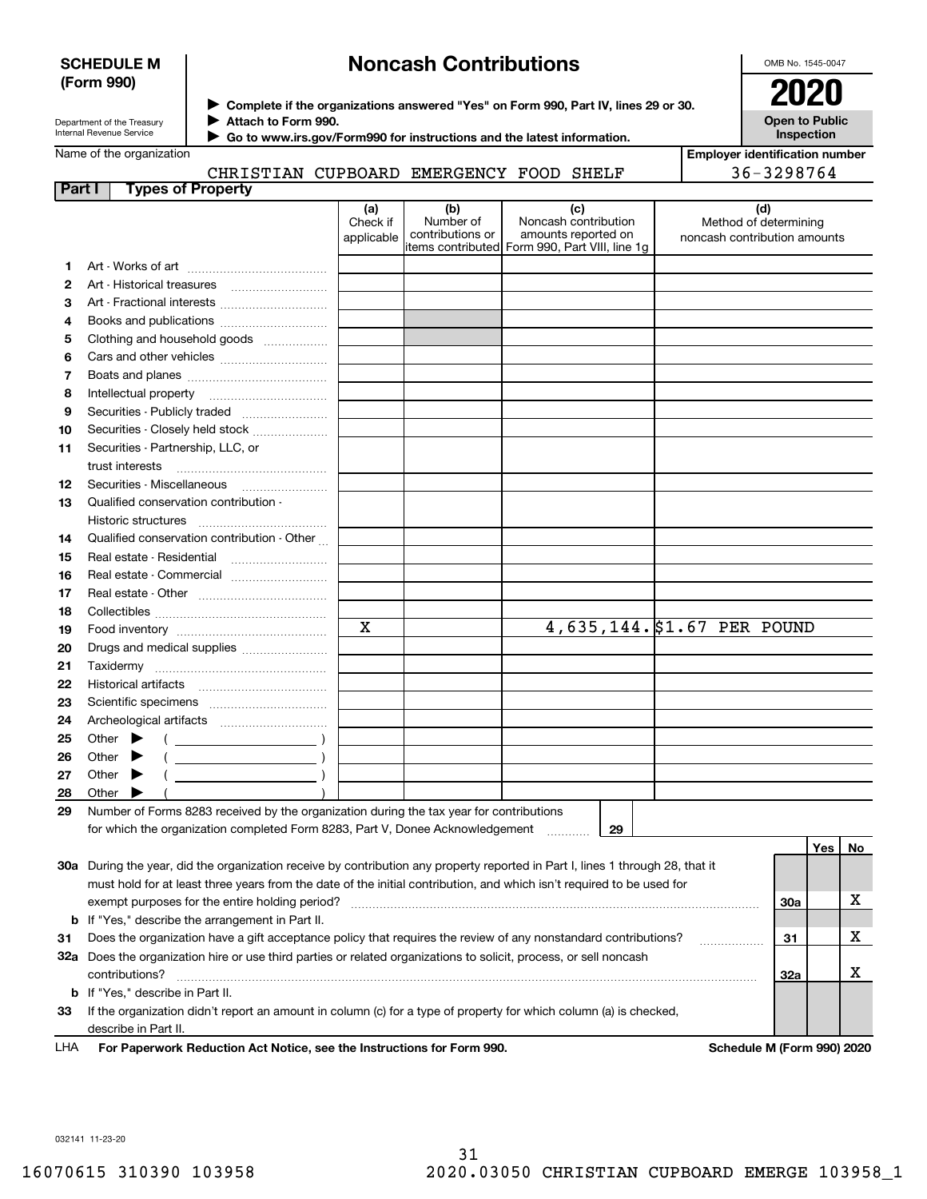**SCHEDULE M (Form 990)**

Department of the Treasury
Internal Revenue Service

# Noncash Contributions

▶ Complete if the organizations answered "Yes" on Form 990, Part IV, lines 29 or 30.
▶ Attach to Form 990.
▶ Go to www.irs.gov/Form990 for instructions and the latest information.

OMB No. 1545-0047

**2020**

**Open to Public Inspection**

Name of the organization: CHRISTIAN CUPBOARD EMERGENCY FOOD SHELF

Employer identification number: 36-3298764

## Part I Types of Property

| | | (a) Check if applicable | (b) Number of contributions or items contributed | (c) Noncash contribution amounts reported on Form 990, Part VIII, line 1g | (d) Method of determining noncash contribution amounts |
|---|---|---|---|---|---|
| 1 | Art - Works of art | | | | |
| 2 | Art - Historical treasures | | | | |
| 3 | Art - Fractional interests | | | | |
| 4 | Books and publications | | | | |
| 5 | Clothing and household goods | | | | |
| 6 | Cars and other vehicles | | | | |
| 7 | Boats and planes | | | | |
| 8 | Intellectual property | | | | |
| 9 | Securities - Publicly traded | | | | |
| 10 | Securities - Closely held stock | | | | |
| 11 | Securities - Partnership, LLC, or trust interests | | | | |
| 12 | Securities - Miscellaneous | | | | |
| 13 | Qualified conservation contribution - Historic structures | | | | |
| 14 | Qualified conservation contribution - Other | | | | |
| 15 | Real estate - Residential | | | | |
| 16 | Real estate - Commercial | | | | |
| 17 | Real estate - Other | | | | |
| 18 | Collectibles | | | | |
| 19 | Food inventory | X | | 4,635,144. | $1.67 PER POUND |
| 20 | Drugs and medical supplies | | | | |
| 21 | Taxidermy | | | | |
| 22 | Historical artifacts | | | | |
| 23 | Scientific specimens | | | | |
| 24 | Archeological artifacts | | | | |
| 25 | Other ▶ ( ) | | | | |
| 26 | Other ▶ ( ) | | | | |
| 27 | Other ▶ ( ) | | | | |
| 28 | Other ▶ ( ) | | | | |

29 Number of Forms 8283 received by the organization during the tax year for contributions for which the organization completed Form 8283, Part V, Donee Acknowledgement ........ **29**

| | | | Yes | No |
|---|---|---|---|---|
| 30a | During the year, did the organization receive by contribution any property reported in Part I, lines 1 through 28, that it must hold for at least three years from the date of the initial contribution, and which isn't required to be used for exempt purposes for the entire holding period? | 30a | | X |
| b | If "Yes," describe the arrangement in Part II. | | | |
| 31 | Does the organization have a gift acceptance policy that requires the review of any nonstandard contributions? | 31 | | X |
| 32a | Does the organization hire or use third parties or related organizations to solicit, process, or sell noncash contributions? | 32a | | X |
| b | If "Yes," describe in Part II. | | | |
| 33 | If the organization didn't report an amount in column (c) for a type of property for which column (a) is checked, describe in Part II. | | | |

LHA **For Paperwork Reduction Act Notice, see the Instructions for Form 990.** **Schedule M (Form 990) 2020**

032141 11-23-20

16070615 310390 103958 2020.03050 CHRISTIAN CUPBOARD EMERGE 103958_1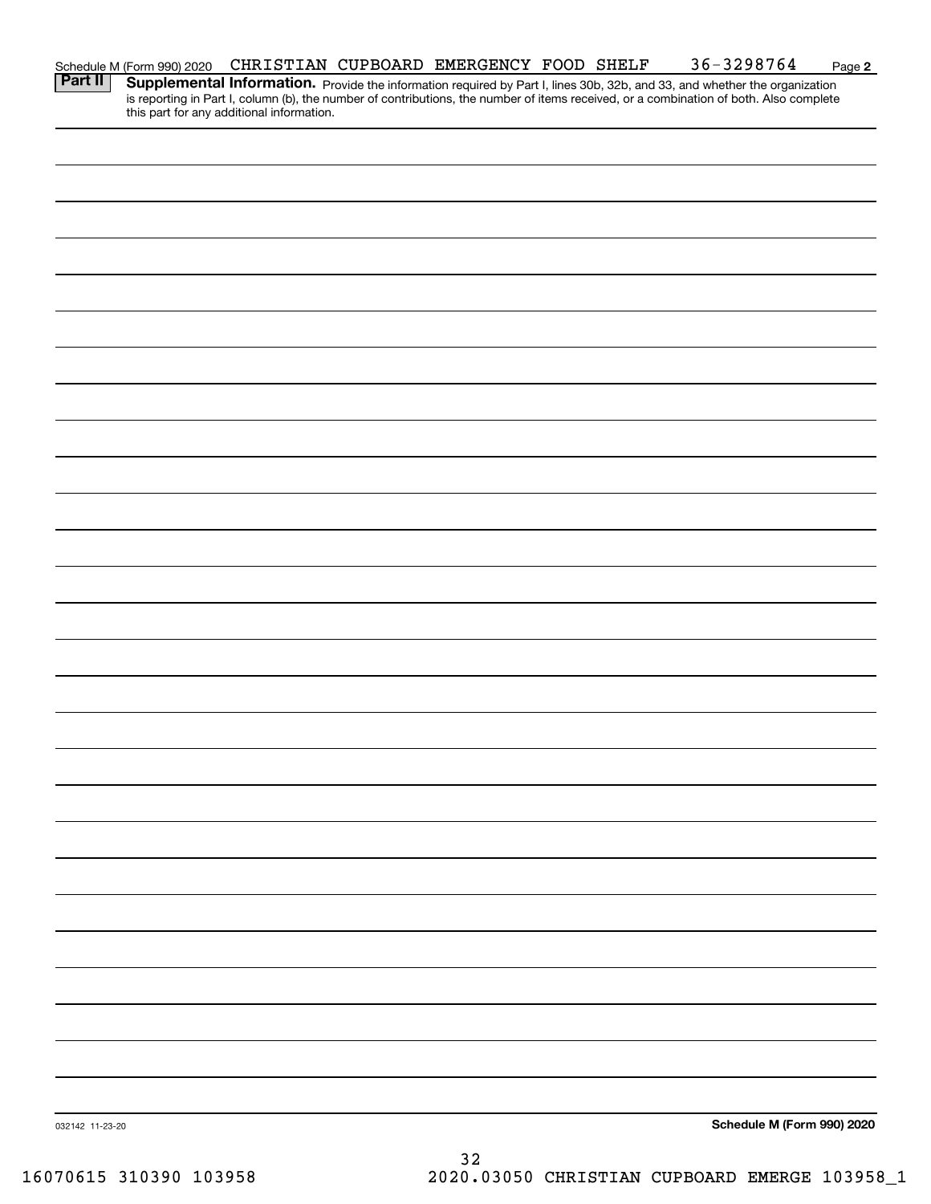Schedule M (Form 990) 2020 CHRISTIAN CUPBOARD EMERGENCY FOOD SHELF 36-3298764 Page 2

**Part II** **Supplemental Information.** Provide the information required by Part I, lines 30b, 32b, and 33, and whether the organization is reporting in Part I, column (b), the number of contributions, the number of items received, or a combination of both. Also complete this part for any additional information.

032142 11-23-20 **Schedule M (Form 990) 2020**

16070615 310390 103958 2020.03050 CHRISTIAN CUPBOARD EMERGE 103958_1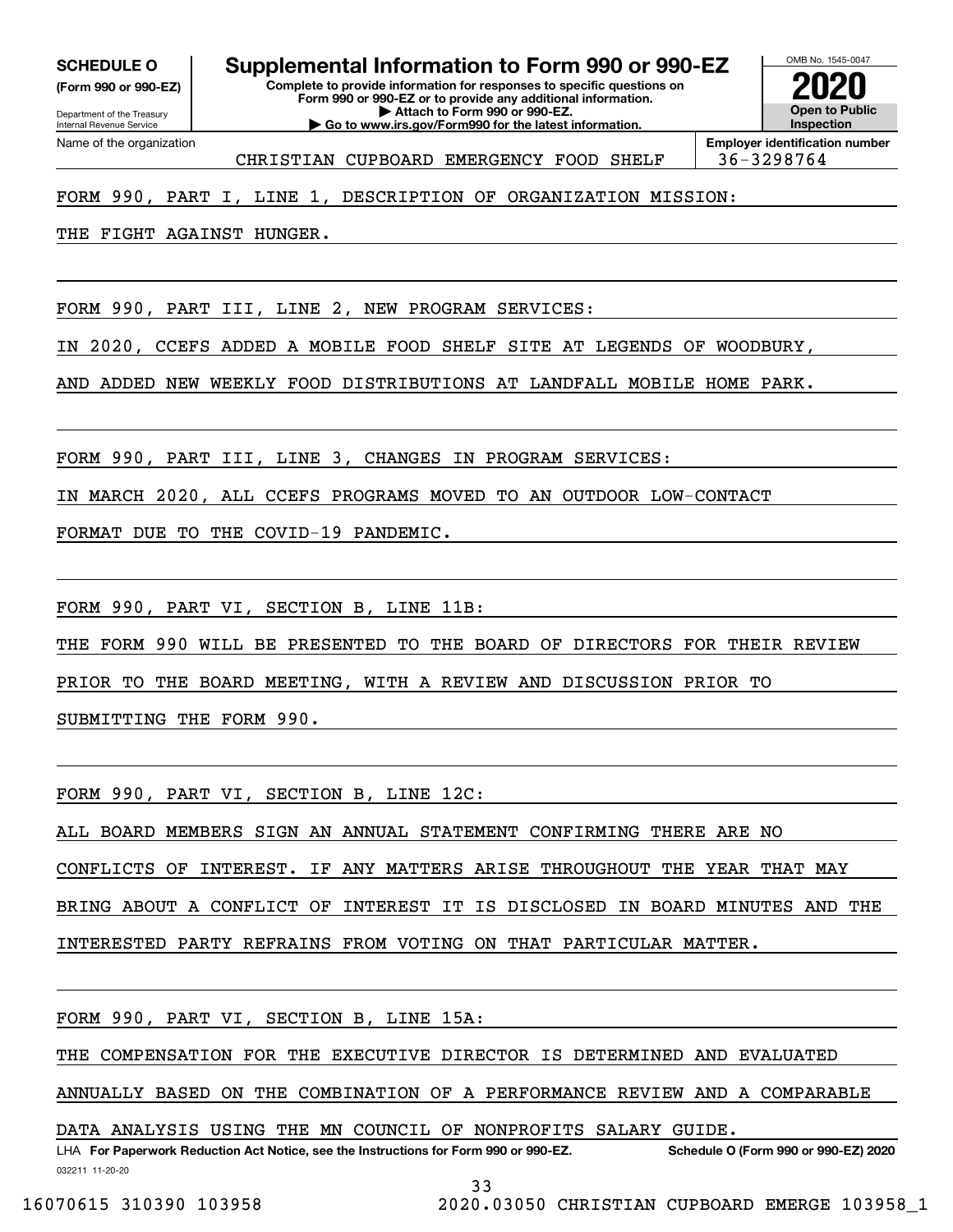**SCHEDULE O** **(Form 990 or 990-EZ)**

Department of the Treasury
Internal Revenue Service

# Supplemental Information to Form 990 or 990-EZ

**Complete to provide information for responses to specific questions on Form 990 or 990-EZ or to provide any additional information.**
**▶ Attach to Form 990 or 990-EZ.**
**▶ Go to www.irs.gov/Form990 for the latest information.**

OMB No. 1545-0047

**2020**

**Open to Public Inspection**

Name of the organization: CHRISTIAN CUPBOARD EMERGENCY FOOD SHELF

**Employer identification number:** 36-3298764

FORM 990, PART I, LINE 1, DESCRIPTION OF ORGANIZATION MISSION:

THE FIGHT AGAINST HUNGER.

FORM 990, PART III, LINE 2, NEW PROGRAM SERVICES:

IN 2020, CCEFS ADDED A MOBILE FOOD SHELF SITE AT LEGENDS OF WOODBURY, AND ADDED NEW WEEKLY FOOD DISTRIBUTIONS AT LANDFALL MOBILE HOME PARK.

FORM 990, PART III, LINE 3, CHANGES IN PROGRAM SERVICES:

IN MARCH 2020, ALL CCEFS PROGRAMS MOVED TO AN OUTDOOR LOW-CONTACT FORMAT DUE TO THE COVID-19 PANDEMIC.

FORM 990, PART VI, SECTION B, LINE 11B:

THE FORM 990 WILL BE PRESENTED TO THE BOARD OF DIRECTORS FOR THEIR REVIEW PRIOR TO THE BOARD MEETING, WITH A REVIEW AND DISCUSSION PRIOR TO SUBMITTING THE FORM 990.

FORM 990, PART VI, SECTION B, LINE 12C:

ALL BOARD MEMBERS SIGN AN ANNUAL STATEMENT CONFIRMING THERE ARE NO CONFLICTS OF INTEREST. IF ANY MATTERS ARISE THROUGHOUT THE YEAR THAT MAY BRING ABOUT A CONFLICT OF INTEREST IT IS DISCLOSED IN BOARD MINUTES AND THE INTERESTED PARTY REFRAINS FROM VOTING ON THAT PARTICULAR MATTER.

FORM 990, PART VI, SECTION B, LINE 15A:

THE COMPENSATION FOR THE EXECUTIVE DIRECTOR IS DETERMINED AND EVALUATED ANNUALLY BASED ON THE COMBINATION OF A PERFORMANCE REVIEW AND A COMPARABLE DATA ANALYSIS USING THE MN COUNCIL OF NONPROFITS SALARY GUIDE.

LHA **For Paperwork Reduction Act Notice, see the Instructions for Form 990 or 990-EZ.** **Schedule O (Form 990 or 990-EZ) 2020**

032211 11-20-20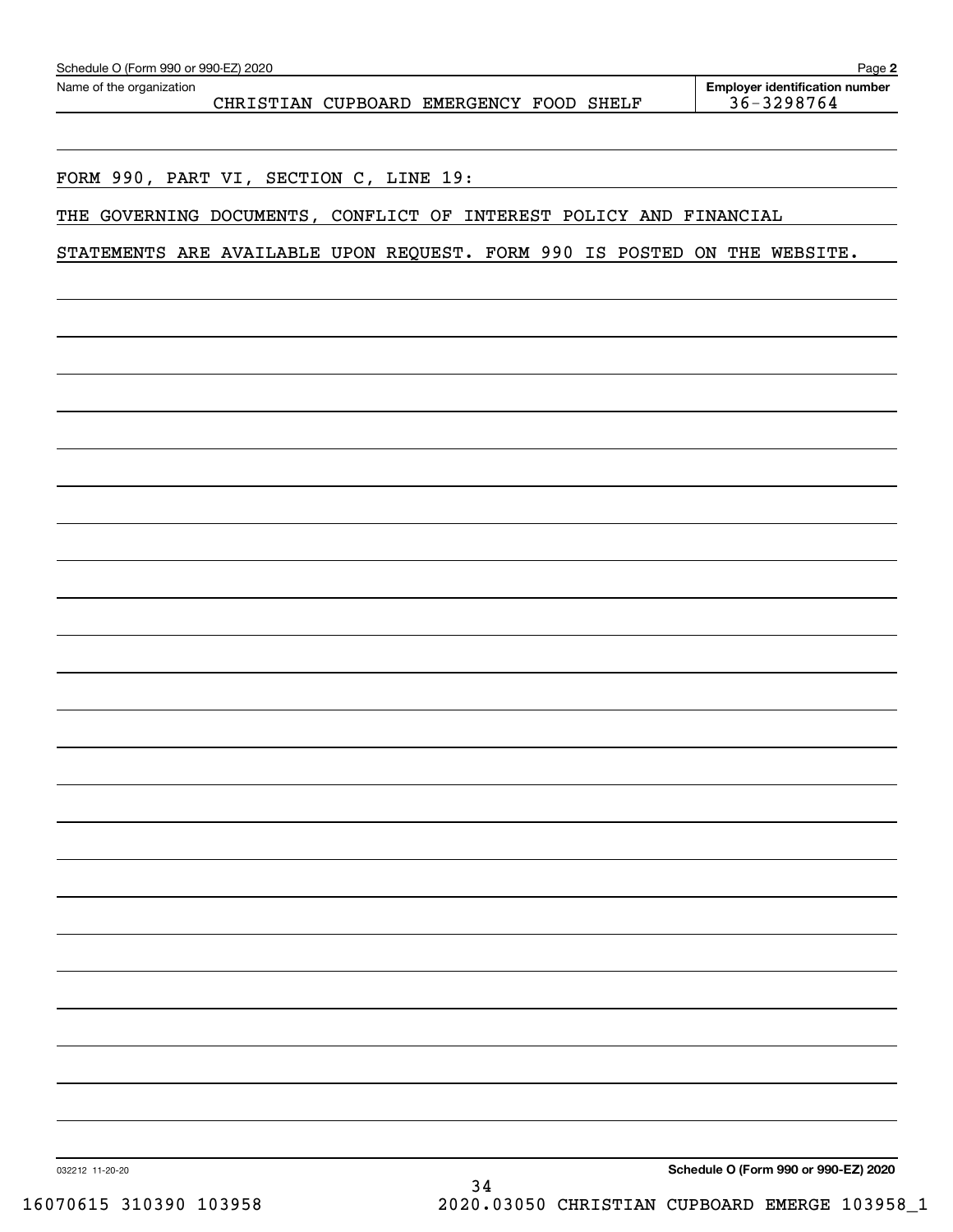Schedule O (Form 990 or 990-EZ) 2020

Name of the organization: CHRISTIAN CUPBOARD EMERGENCY FOOD SHELF

Employer identification number: 36-3298764

FORM 990, PART VI, SECTION C, LINE 19:

THE GOVERNING DOCUMENTS, CONFLICT OF INTEREST POLICY AND FINANCIAL STATEMENTS ARE AVAILABLE UPON REQUEST. FORM 990 IS POSTED ON THE WEBSITE.

032212 11-20-20

Schedule O (Form 990 or 990-EZ) 2020